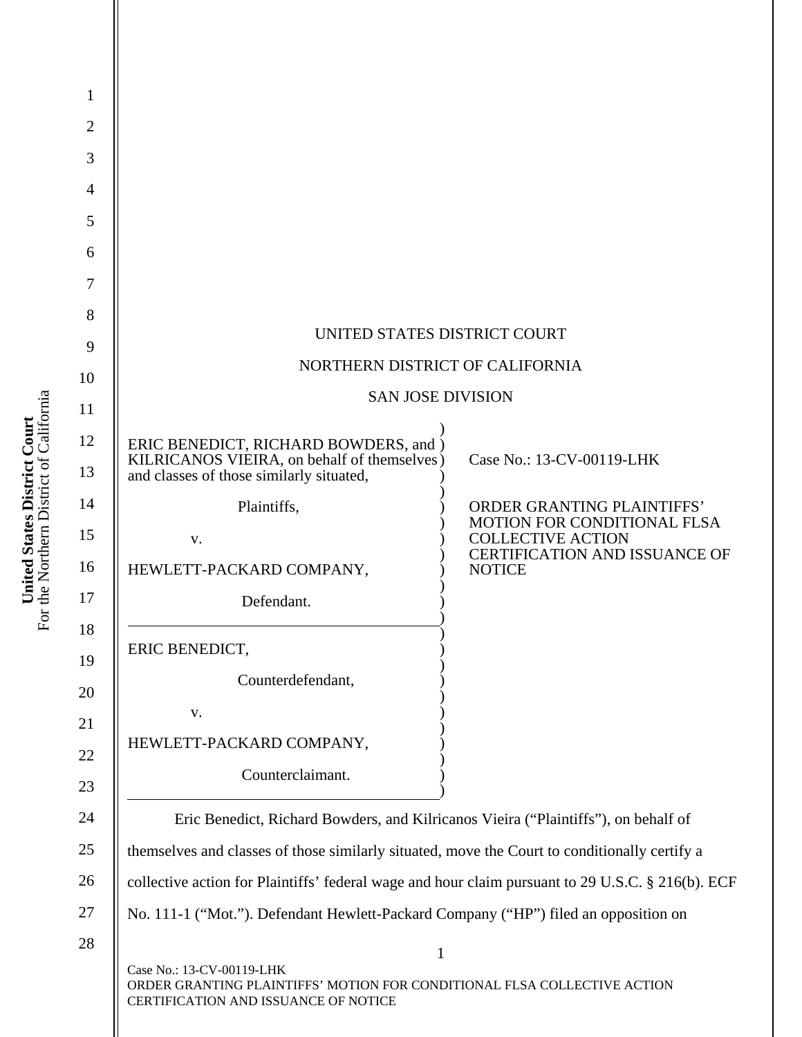UNITED STATES DISTRICT COURT

NORTHERN DISTRICT OF CALIFORNIA

SAN JOSE DIVISION

| | |
|---|---|
| ERIC BENEDICT, RICHARD BOWDERS, and KILRICANOS VIEIRA, on behalf of themselves and classes of those similarly situated,<br><br>Plaintiffs,<br><br>v.<br><br>HEWLETT-PACKARD COMPANY,<br><br>Defendant. | Case No.: 13-CV-00119-LHK<br><br>ORDER GRANTING PLAINTIFFS' MOTION FOR CONDITIONAL FLSA COLLECTIVE ACTION CERTIFICATION AND ISSUANCE OF NOTICE |
| ERIC BENEDICT,<br><br>Counterdefendant,<br><br>v.<br><br>HEWLETT-PACKARD COMPANY,<br><br>Counterclaimant. | |

Eric Benedict, Richard Bowders, and Kilricanos Vieira ("Plaintiffs"), on behalf of themselves and classes of those similarly situated, move the Court to conditionally certify a collective action for Plaintiffs' federal wage and hour claim pursuant to 29 U.S.C. § 216(b). ECF No. 111-1 ("Mot."). Defendant Hewlett-Packard Company ("HP") filed an opposition on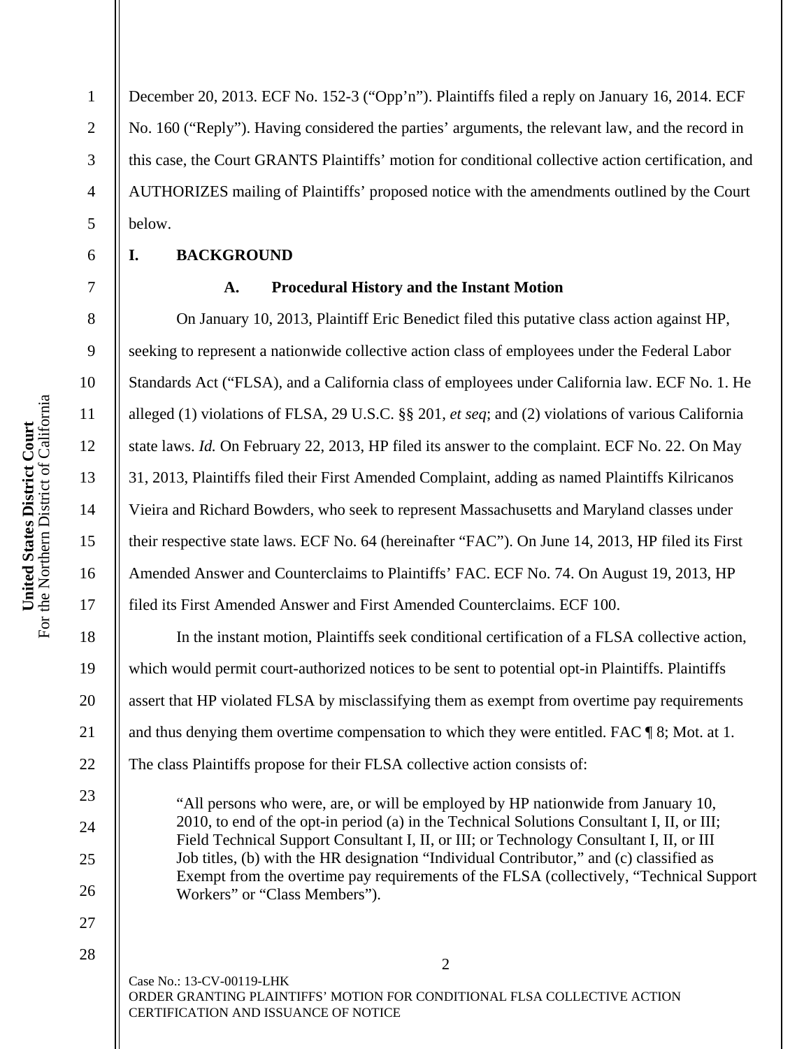December 20, 2013. ECF No. 152-3 ("Opp'n"). Plaintiffs filed a reply on January 16, 2014. ECF No. 160 ("Reply"). Having considered the parties' arguments, the relevant law, and the record in this case, the Court GRANTS Plaintiffs' motion for conditional collective action certification, and AUTHORIZES mailing of Plaintiffs' proposed notice with the amendments outlined by the Court below.

## I. BACKGROUND

### A. Procedural History and the Instant Motion

On January 10, 2013, Plaintiff Eric Benedict filed this putative class action against HP, seeking to represent a nationwide collective action class of employees under the Federal Labor Standards Act ("FLSA), and a California class of employees under California law. ECF No. 1. He alleged (1) violations of FLSA, 29 U.S.C. §§ 201, *et seq*; and (2) violations of various California state laws. *Id.* On February 22, 2013, HP filed its answer to the complaint. ECF No. 22. On May 31, 2013, Plaintiffs filed their First Amended Complaint, adding as named Plaintiffs Kilricanos Vieira and Richard Bowders, who seek to represent Massachusetts and Maryland classes under their respective state laws. ECF No. 64 (hereinafter "FAC"). On June 14, 2013, HP filed its First Amended Answer and Counterclaims to Plaintiffs' FAC. ECF No. 74. On August 19, 2013, HP filed its First Amended Answer and First Amended Counterclaims. ECF 100.

In the instant motion, Plaintiffs seek conditional certification of a FLSA collective action, which would permit court-authorized notices to be sent to potential opt-in Plaintiffs. Plaintiffs assert that HP violated FLSA by misclassifying them as exempt from overtime pay requirements and thus denying them overtime compensation to which they were entitled. FAC ¶ 8; Mot. at 1. The class Plaintiffs propose for their FLSA collective action consists of:

> "All persons who were, are, or will be employed by HP nationwide from January 10, 2010, to end of the opt-in period (a) in the Technical Solutions Consultant I, II, or III; Field Technical Support Consultant I, II, or III; or Technology Consultant I, II, or III Job titles, (b) with the HR designation "Individual Contributor," and (c) classified as Exempt from the overtime pay requirements of the FLSA (collectively, "Technical Support Workers" or "Class Members").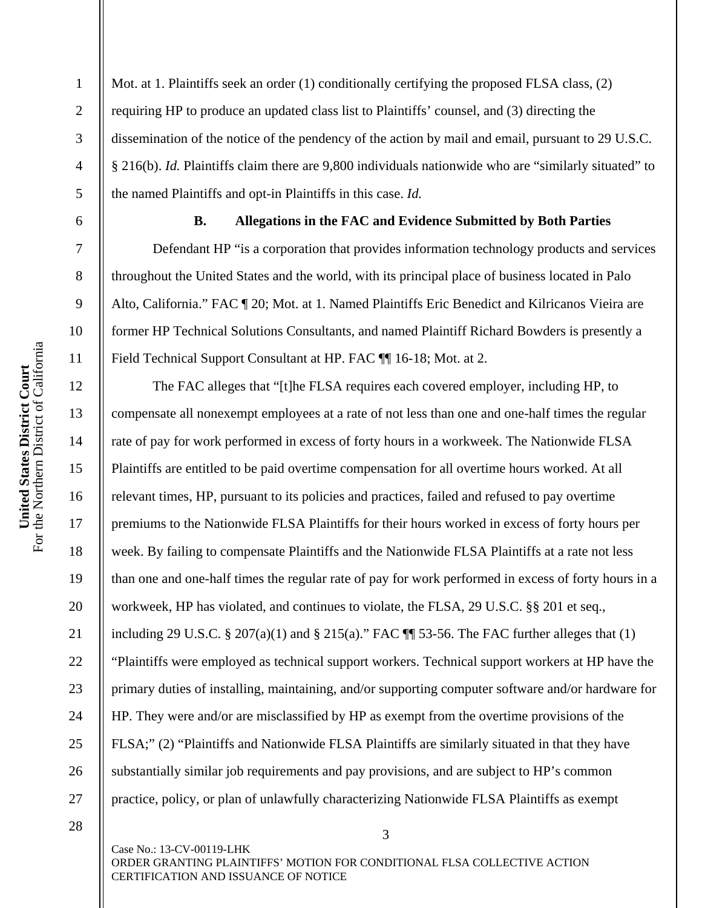Mot. at 1. Plaintiffs seek an order (1) conditionally certifying the proposed FLSA class, (2) requiring HP to produce an updated class list to Plaintiffs' counsel, and (3) directing the dissemination of the notice of the pendency of the action by mail and email, pursuant to 29 U.S.C. § 216(b). *Id.* Plaintiffs claim there are 9,800 individuals nationwide who are "similarly situated" to the named Plaintiffs and opt-in Plaintiffs in this case. *Id.*

### B. Allegations in the FAC and Evidence Submitted by Both Parties

Defendant HP "is a corporation that provides information technology products and services throughout the United States and the world, with its principal place of business located in Palo Alto, California." FAC ¶ 20; Mot. at 1. Named Plaintiffs Eric Benedict and Kilricanos Vieira are former HP Technical Solutions Consultants, and named Plaintiff Richard Bowders is presently a Field Technical Support Consultant at HP. FAC ¶¶ 16-18; Mot. at 2.

The FAC alleges that "[t]he FLSA requires each covered employer, including HP, to compensate all nonexempt employees at a rate of not less than one and one-half times the regular rate of pay for work performed in excess of forty hours in a workweek. The Nationwide FLSA Plaintiffs are entitled to be paid overtime compensation for all overtime hours worked. At all relevant times, HP, pursuant to its policies and practices, failed and refused to pay overtime premiums to the Nationwide FLSA Plaintiffs for their hours worked in excess of forty hours per week. By failing to compensate Plaintiffs and the Nationwide FLSA Plaintiffs at a rate not less than one and one-half times the regular rate of pay for work performed in excess of forty hours in a workweek, HP has violated, and continues to violate, the FLSA, 29 U.S.C. §§ 201 et seq., including 29 U.S.C. § 207(a)(1) and § 215(a)." FAC ¶¶ 53-56. The FAC further alleges that (1) "Plaintiffs were employed as technical support workers. Technical support workers at HP have the primary duties of installing, maintaining, and/or supporting computer software and/or hardware for HP. They were and/or are misclassified by HP as exempt from the overtime provisions of the FLSA;" (2) "Plaintiffs and Nationwide FLSA Plaintiffs are similarly situated in that they have substantially similar job requirements and pay provisions, and are subject to HP's common practice, policy, or plan of unlawfully characterizing Nationwide FLSA Plaintiffs as exempt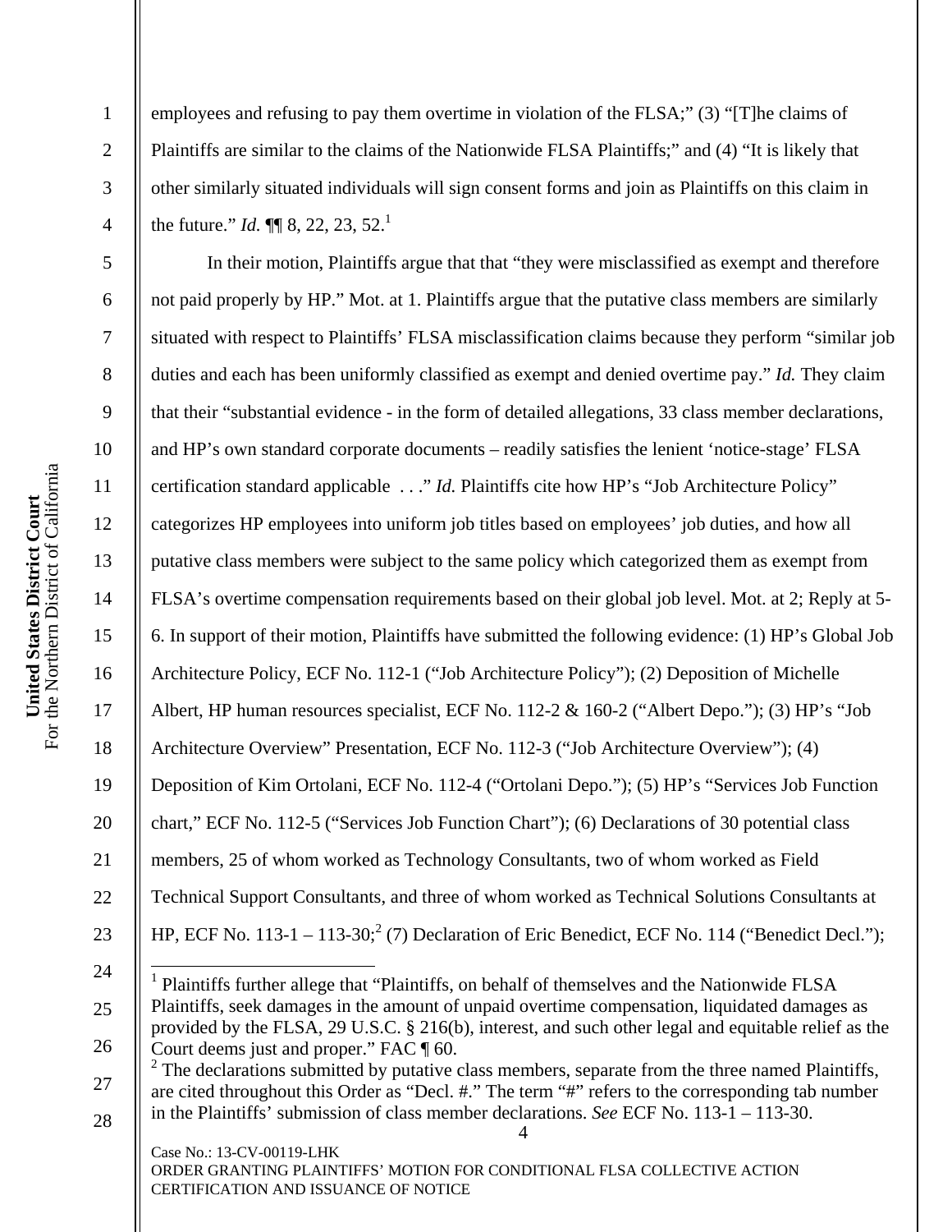employees and refusing to pay them overtime in violation of the FLSA;" (3) "[T]he claims of Plaintiffs are similar to the claims of the Nationwide FLSA Plaintiffs;" and (4) "It is likely that other similarly situated individuals will sign consent forms and join as Plaintiffs on this claim in the future." *Id.* ¶¶ 8, 22, 23, 52.[1]

In their motion, Plaintiffs argue that that "they were misclassified as exempt and therefore not paid properly by HP." Mot. at 1. Plaintiffs argue that the putative class members are similarly situated with respect to Plaintiffs' FLSA misclassification claims because they perform "similar job duties and each has been uniformly classified as exempt and denied overtime pay." *Id.* They claim that their "substantial evidence - in the form of detailed allegations, 33 class member declarations, and HP's own standard corporate documents – readily satisfies the lenient 'notice-stage' FLSA certification standard applicable . . ." *Id.* Plaintiffs cite how HP's "Job Architecture Policy" categorizes HP employees into uniform job titles based on employees' job duties, and how all putative class members were subject to the same policy which categorized them as exempt from FLSA's overtime compensation requirements based on their global job level. Mot. at 2; Reply at 5-6. In support of their motion, Plaintiffs have submitted the following evidence: (1) HP's Global Job Architecture Policy, ECF No. 112-1 ("Job Architecture Policy"); (2) Deposition of Michelle Albert, HP human resources specialist, ECF No. 112-2 & 160-2 ("Albert Depo."); (3) HP's "Job Architecture Overview" Presentation, ECF No. 112-3 ("Job Architecture Overview"); (4) Deposition of Kim Ortolani, ECF No. 112-4 ("Ortolani Depo."); (5) HP's "Services Job Function chart," ECF No. 112-5 ("Services Job Function Chart"); (6) Declarations of 30 potential class members, 25 of whom worked as Technology Consultants, two of whom worked as Field Technical Support Consultants, and three of whom worked as Technical Solutions Consultants at HP, ECF No. 113-1 – 113-30;[2] (7) Declaration of Eric Benedict, ECF No. 114 ("Benedict Decl.");

---

[1] Plaintiffs further allege that "Plaintiffs, on behalf of themselves and the Nationwide FLSA Plaintiffs, seek damages in the amount of unpaid overtime compensation, liquidated damages as provided by the FLSA, 29 U.S.C. § 216(b), interest, and such other legal and equitable relief as the Court deems just and proper." FAC ¶ 60.

[2] The declarations submitted by putative class members, separate from the three named Plaintiffs, are cited throughout this Order as "Decl. #." The term "#" refers to the corresponding tab number in the Plaintiffs' submission of class member declarations. *See* ECF No. 113-1 – 113-30.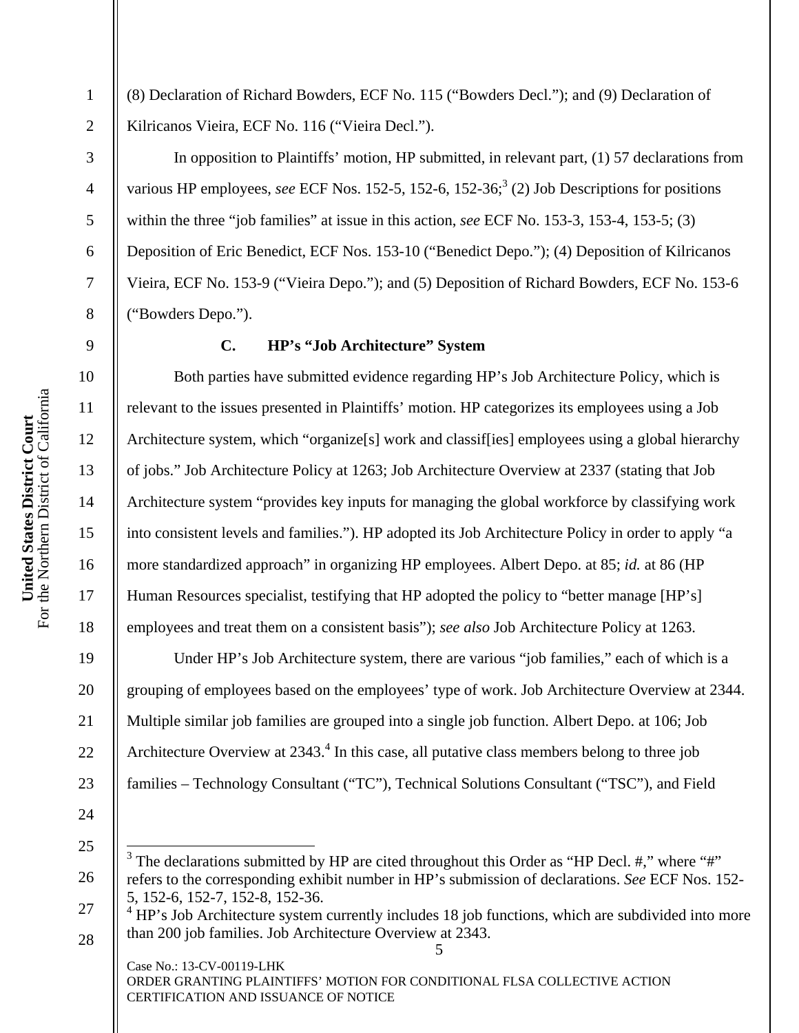(8) Declaration of Richard Bowders, ECF No. 115 ("Bowders Decl."); and (9) Declaration of Kilricanos Vieira, ECF No. 116 ("Vieira Decl.").

In opposition to Plaintiffs' motion, HP submitted, in relevant part, (1) 57 declarations from various HP employees, *see* ECF Nos. 152-5, 152-6, 152-36;[3] (2) Job Descriptions for positions within the three "job families" at issue in this action, *see* ECF No. 153-3, 153-4, 153-5; (3) Deposition of Eric Benedict, ECF Nos. 153-10 ("Benedict Depo."); (4) Deposition of Kilricanos Vieira, ECF No. 153-9 ("Vieira Depo."); and (5) Deposition of Richard Bowders, ECF No. 153-6 ("Bowders Depo.").

### C. HP's "Job Architecture" System

Both parties have submitted evidence regarding HP's Job Architecture Policy, which is relevant to the issues presented in Plaintiffs' motion. HP categorizes its employees using a Job Architecture system, which "organize[s] work and classif[ies] employees using a global hierarchy of jobs." Job Architecture Policy at 1263; Job Architecture Overview at 2337 (stating that Job Architecture system "provides key inputs for managing the global workforce by classifying work into consistent levels and families."). HP adopted its Job Architecture Policy in order to apply "a more standardized approach" in organizing HP employees. Albert Depo. at 85; *id.* at 86 (HP Human Resources specialist, testifying that HP adopted the policy to "better manage [HP's] employees and treat them on a consistent basis"); *see also* Job Architecture Policy at 1263.

Under HP's Job Architecture system, there are various "job families," each of which is a grouping of employees based on the employees' type of work. Job Architecture Overview at 2344. Multiple similar job families are grouped into a single job function. Albert Depo. at 106; Job Architecture Overview at 2343.[4] In this case, all putative class members belong to three job families – Technology Consultant ("TC"), Technical Solutions Consultant ("TSC"), and Field

---

[3] The declarations submitted by HP are cited throughout this Order as "HP Decl. #," where "#" refers to the corresponding exhibit number in HP's submission of declarations. *See* ECF Nos. 152-5, 152-6, 152-7, 152-8, 152-36.

[4] HP's Job Architecture system currently includes 18 job functions, which are subdivided into more than 200 job families. Job Architecture Overview at 2343.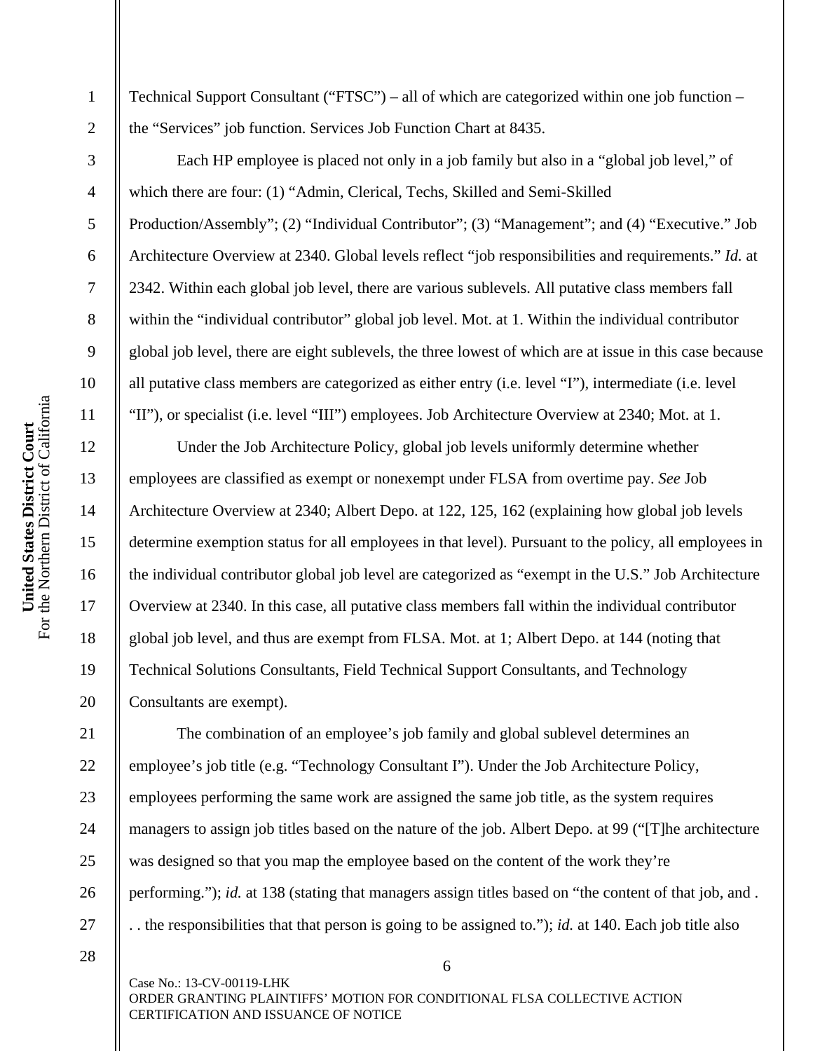Technical Support Consultant ("FTSC") – all of which are categorized within one job function – the "Services" job function. Services Job Function Chart at 8435.

Each HP employee is placed not only in a job family but also in a "global job level," of which there are four: (1) "Admin, Clerical, Techs, Skilled and Semi-Skilled Production/Assembly"; (2) "Individual Contributor"; (3) "Management"; and (4) "Executive." Job Architecture Overview at 2340. Global levels reflect "job responsibilities and requirements." *Id.* at 2342. Within each global job level, there are various sublevels. All putative class members fall within the "individual contributor" global job level. Mot. at 1. Within the individual contributor global job level, there are eight sublevels, the three lowest of which are at issue in this case because all putative class members are categorized as either entry (i.e. level "I"), intermediate (i.e. level "II"), or specialist (i.e. level "III") employees. Job Architecture Overview at 2340; Mot. at 1.

Under the Job Architecture Policy, global job levels uniformly determine whether employees are classified as exempt or nonexempt under FLSA from overtime pay. *See* Job Architecture Overview at 2340; Albert Depo. at 122, 125, 162 (explaining how global job levels determine exemption status for all employees in that level). Pursuant to the policy, all employees in the individual contributor global job level are categorized as "exempt in the U.S." Job Architecture Overview at 2340. In this case, all putative class members fall within the individual contributor global job level, and thus are exempt from FLSA. Mot. at 1; Albert Depo. at 144 (noting that Technical Solutions Consultants, Field Technical Support Consultants, and Technology Consultants are exempt).

The combination of an employee's job family and global sublevel determines an employee's job title (e.g. "Technology Consultant I"). Under the Job Architecture Policy, employees performing the same work are assigned the same job title, as the system requires managers to assign job titles based on the nature of the job. Albert Depo. at 99 ("[T]he architecture was designed so that you map the employee based on the content of the work they're performing."); *id.* at 138 (stating that managers assign titles based on "the content of that job, and . . . the responsibilities that that person is going to be assigned to."); *id.* at 140. Each job title also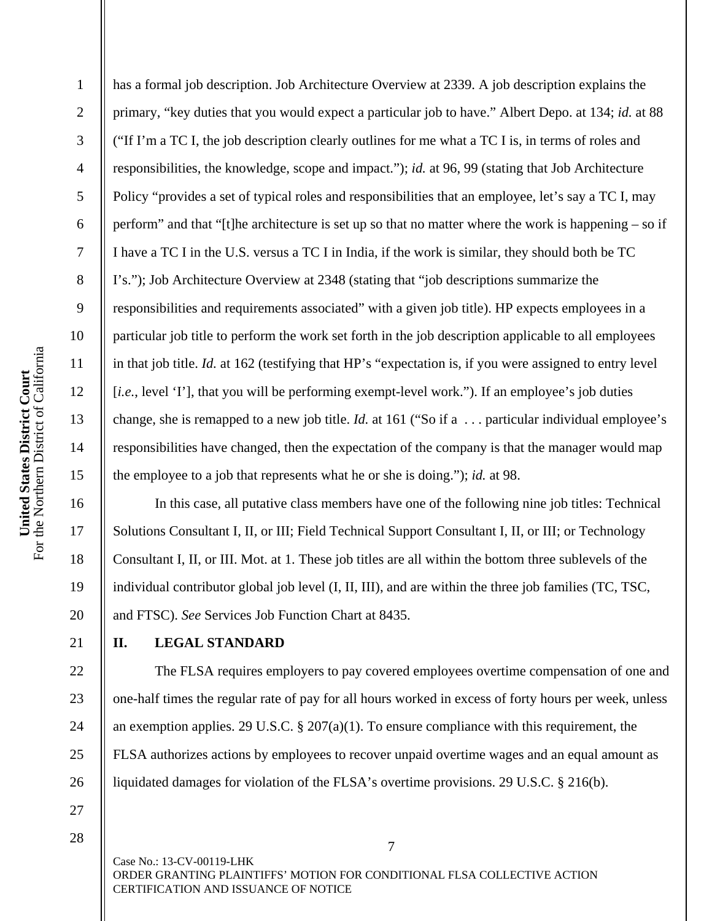has a formal job description. Job Architecture Overview at 2339. A job description explains the primary, "key duties that you would expect a particular job to have." Albert Depo. at 134; *id.* at 88 ("If I'm a TC I, the job description clearly outlines for me what a TC I is, in terms of roles and responsibilities, the knowledge, scope and impact."); *id.* at 96, 99 (stating that Job Architecture Policy "provides a set of typical roles and responsibilities that an employee, let's say a TC I, may perform" and that "[t]he architecture is set up so that no matter where the work is happening – so if I have a TC I in the U.S. versus a TC I in India, if the work is similar, they should both be TC I's."); Job Architecture Overview at 2348 (stating that "job descriptions summarize the responsibilities and requirements associated" with a given job title). HP expects employees in a particular job title to perform the work set forth in the job description applicable to all employees in that job title. *Id.* at 162 (testifying that HP's "expectation is, if you were assigned to entry level [*i.e.*, level 'I'], that you will be performing exempt-level work."). If an employee's job duties change, she is remapped to a new job title. *Id.* at 161 ("So if a . . . particular individual employee's responsibilities have changed, then the expectation of the company is that the manager would map the employee to a job that represents what he or she is doing."); *id.* at 98.

In this case, all putative class members have one of the following nine job titles: Technical Solutions Consultant I, II, or III; Field Technical Support Consultant I, II, or III; or Technology Consultant I, II, or III. Mot. at 1. These job titles are all within the bottom three sublevels of the individual contributor global job level (I, II, III), and are within the three job families (TC, TSC, and FTSC). *See* Services Job Function Chart at 8435.

## II. LEGAL STANDARD

The FLSA requires employers to pay covered employees overtime compensation of one and one-half times the regular rate of pay for all hours worked in excess of forty hours per week, unless an exemption applies. 29 U.S.C. § 207(a)(1). To ensure compliance with this requirement, the FLSA authorizes actions by employees to recover unpaid overtime wages and an equal amount as liquidated damages for violation of the FLSA's overtime provisions. 29 U.S.C. § 216(b).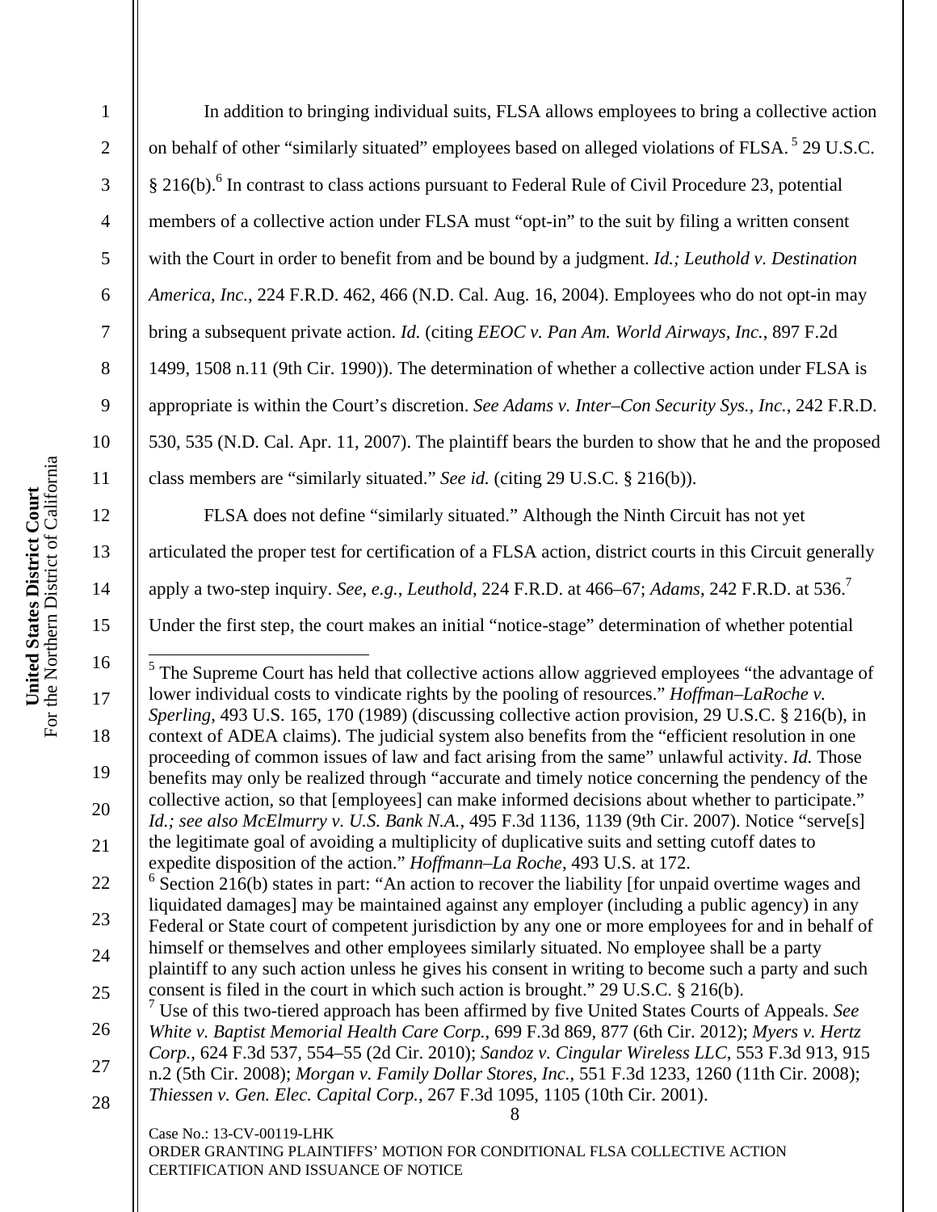In addition to bringing individual suits, FLSA allows employees to bring a collective action on behalf of other "similarly situated" employees based on alleged violations of FLSA.[5] 29 U.S.C. § 216(b).[6] In contrast to class actions pursuant to Federal Rule of Civil Procedure 23, potential members of a collective action under FLSA must "opt-in" to the suit by filing a written consent with the Court in order to benefit from and be bound by a judgment. *Id.; Leuthold v. Destination America, Inc.*, 224 F.R.D. 462, 466 (N.D. Cal. Aug. 16, 2004). Employees who do not opt-in may bring a subsequent private action. *Id.* (citing *EEOC v. Pan Am. World Airways, Inc.*, 897 F.2d 1499, 1508 n.11 (9th Cir. 1990)). The determination of whether a collective action under FLSA is appropriate is within the Court's discretion. *See Adams v. Inter–Con Security Sys., Inc.*, 242 F.R.D. 530, 535 (N.D. Cal. Apr. 11, 2007). The plaintiff bears the burden to show that he and the proposed class members are "similarly situated." *See id.* (citing 29 U.S.C. § 216(b)).

FLSA does not define "similarly situated." Although the Ninth Circuit has not yet articulated the proper test for certification of a FLSA action, district courts in this Circuit generally apply a two-step inquiry. *See*, *e.g.*, *Leuthold*, 224 F.R.D. at 466–67; *Adams*, 242 F.R.D. at 536.[7] Under the first step, the court makes an initial "notice-stage" determination of whether potential

---

[5] The Supreme Court has held that collective actions allow aggrieved employees "the advantage of lower individual costs to vindicate rights by the pooling of resources." *Hoffman–LaRoche v. Sperling*, 493 U.S. 165, 170 (1989) (discussing collective action provision, 29 U.S.C. § 216(b), in context of ADEA claims). The judicial system also benefits from the "efficient resolution in one proceeding of common issues of law and fact arising from the same" unlawful activity. *Id.* Those benefits may only be realized through "accurate and timely notice concerning the pendency of the collective action, so that [employees] can make informed decisions about whether to participate." *Id.; see also McElmurry v. U.S. Bank N.A.*, 495 F.3d 1136, 1139 (9th Cir. 2007). Notice "serve[s] the legitimate goal of avoiding a multiplicity of duplicative suits and setting cutoff dates to expedite disposition of the action." *Hoffmann–La Roche*, 493 U.S. at 172.

[6] Section 216(b) states in part: "An action to recover the liability [for unpaid overtime wages and liquidated damages] may be maintained against any employer (including a public agency) in any Federal or State court of competent jurisdiction by any one or more employees for and in behalf of himself or themselves and other employees similarly situated. No employee shall be a party plaintiff to any such action unless he gives his consent in writing to become such a party and such consent is filed in the court in which such action is brought." 29 U.S.C. § 216(b).

[7] Use of this two-tiered approach has been affirmed by five United States Courts of Appeals. *See White v. Baptist Memorial Health Care Corp.*, 699 F.3d 869, 877 (6th Cir. 2012); *Myers v. Hertz Corp.*, 624 F.3d 537, 554–55 (2d Cir. 2010); *Sandoz v. Cingular Wireless LLC*, 553 F.3d 913, 915 n.2 (5th Cir. 2008); *Morgan v. Family Dollar Stores, Inc.*, 551 F.3d 1233, 1260 (11th Cir. 2008); *Thiessen v. Gen. Elec. Capital Corp.*, 267 F.3d 1095, 1105 (10th Cir. 2001).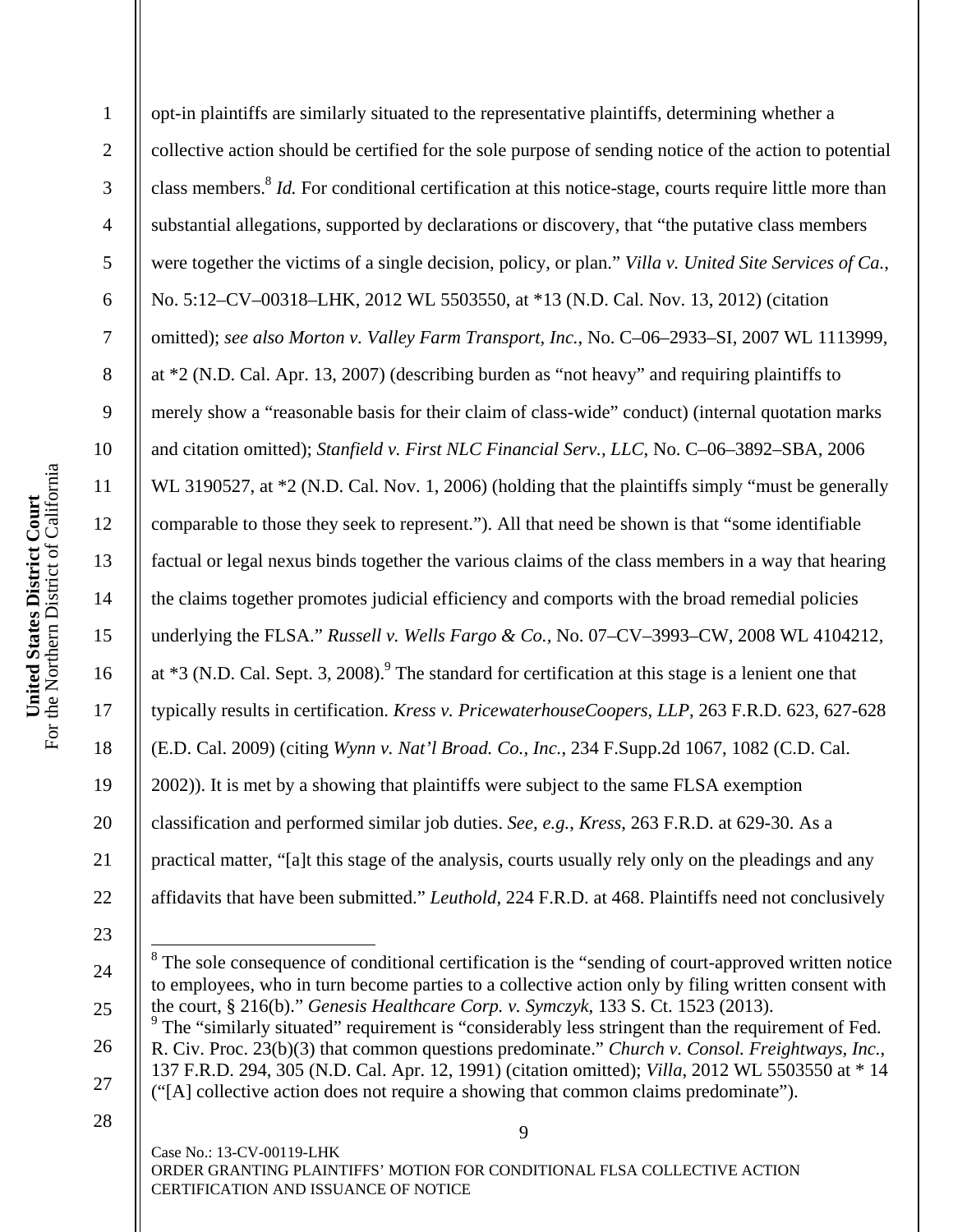opt-in plaintiffs are similarly situated to the representative plaintiffs, determining whether a collective action should be certified for the sole purpose of sending notice of the action to potential class members.[8] *Id.* For conditional certification at this notice-stage, courts require little more than substantial allegations, supported by declarations or discovery, that "the putative class members were together the victims of a single decision, policy, or plan." *Villa v. United Site Services of Ca.*, No. 5:12–CV–00318–LHK, 2012 WL 5503550, at *13 (N.D. Cal. Nov. 13, 2012) (citation omitted); *see also Morton v. Valley Farm Transport, Inc.*, No. C–06–2933–SI, 2007 WL 1113999, at *2 (N.D. Cal. Apr. 13, 2007) (describing burden as "not heavy" and requiring plaintiffs to merely show a "reasonable basis for their claim of class-wide" conduct) (internal quotation marks and citation omitted); *Stanfield v. First NLC Financial Serv., LLC*, No. C–06–3892–SBA, 2006 WL 3190527, at *2 (N.D. Cal. Nov. 1, 2006) (holding that the plaintiffs simply "must be generally comparable to those they seek to represent."). All that need be shown is that "some identifiable factual or legal nexus binds together the various claims of the class members in a way that hearing the claims together promotes judicial efficiency and comports with the broad remedial policies underlying the FLSA." *Russell v. Wells Fargo & Co.*, No. 07–CV–3993–CW, 2008 WL 4104212, at *3 (N.D. Cal. Sept. 3, 2008).[9] The standard for certification at this stage is a lenient one that typically results in certification. *Kress v. PricewaterhouseCoopers, LLP*, 263 F.R.D. 623, 627-628 (E.D. Cal. 2009) (citing *Wynn v. Nat'l Broad. Co., Inc.*, 234 F.Supp.2d 1067, 1082 (C.D. Cal. 2002)). It is met by a showing that plaintiffs were subject to the same FLSA exemption classification and performed similar job duties. *See, e.g.*, *Kress*, 263 F.R.D. at 629-30. As a practical matter, "[a]t this stage of the analysis, courts usually rely only on the pleadings and any affidavits that have been submitted." *Leuthold*, 224 F.R.D. at 468. Plaintiffs need not conclusively

---

[8] The sole consequence of conditional certification is the "sending of court-approved written notice to employees, who in turn become parties to a collective action only by filing written consent with the court, § 216(b)." *Genesis Healthcare Corp. v. Symczyk*, 133 S. Ct. 1523 (2013).

[9] The "similarly situated" requirement is "considerably less stringent than the requirement of Fed. R. Civ. Proc. 23(b)(3) that common questions predominate." *Church v. Consol. Freightways, Inc.*, 137 F.R.D. 294, 305 (N.D. Cal. Apr. 12, 1991) (citation omitted); *Villa*, 2012 WL 5503550 at * 14 ("[A] collective action does not require a showing that common claims predominate").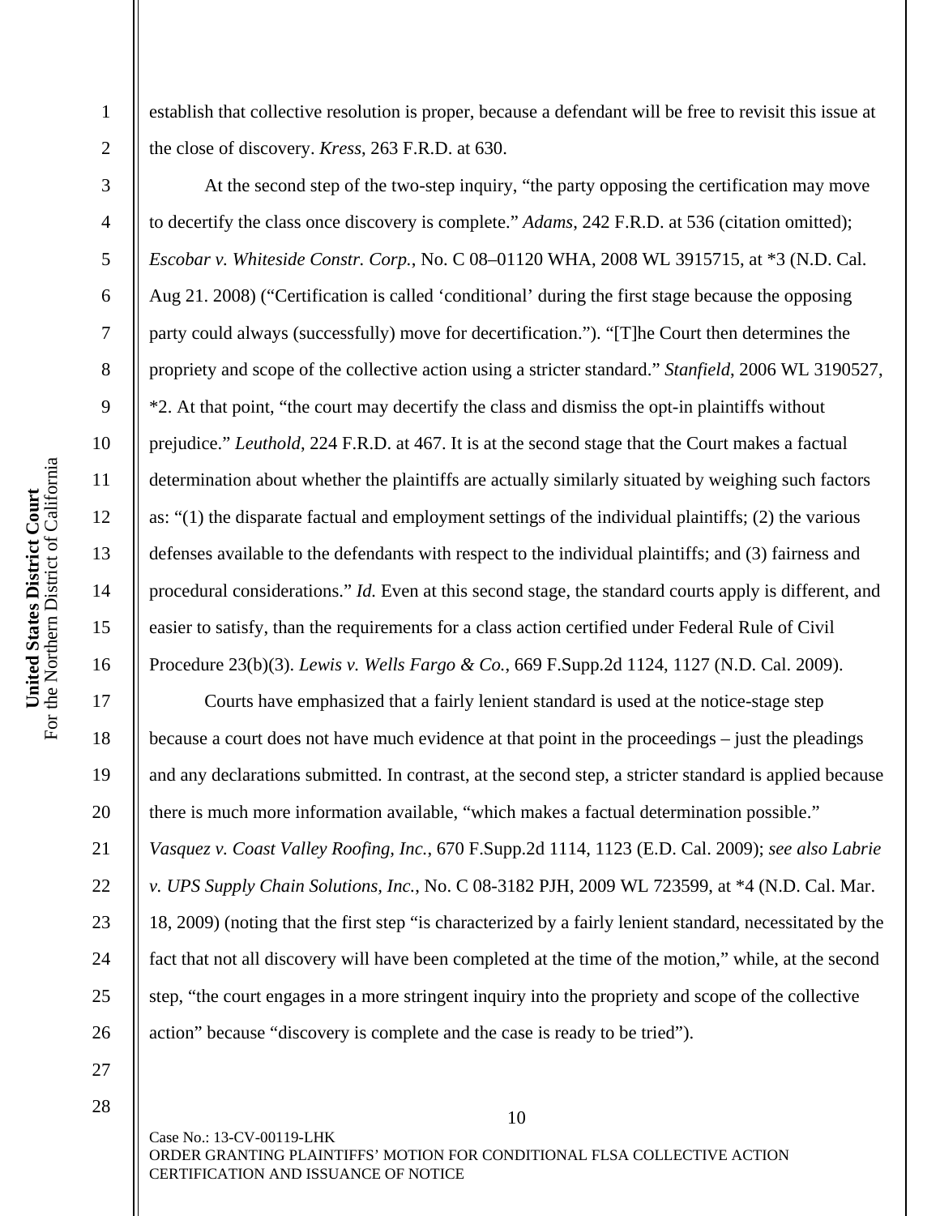establish that collective resolution is proper, because a defendant will be free to revisit this issue at the close of discovery. *Kress*, 263 F.R.D. at 630.

At the second step of the two-step inquiry, "the party opposing the certification may move to decertify the class once discovery is complete." *Adams*, 242 F.R.D. at 536 (citation omitted); *Escobar v. Whiteside Constr. Corp.*, No. C 08–01120 WHA, 2008 WL 3915715, at *3 (N.D. Cal. Aug 21. 2008) ("Certification is called 'conditional' during the first stage because the opposing party could always (successfully) move for decertification."). "[T]he Court then determines the propriety and scope of the collective action using a stricter standard." *Stanfield*, 2006 WL 3190527, *2. At that point, "the court may decertify the class and dismiss the opt-in plaintiffs without prejudice." *Leuthold*, 224 F.R.D. at 467. It is at the second stage that the Court makes a factual determination about whether the plaintiffs are actually similarly situated by weighing such factors as: "(1) the disparate factual and employment settings of the individual plaintiffs; (2) the various defenses available to the defendants with respect to the individual plaintiffs; and (3) fairness and procedural considerations." *Id.* Even at this second stage, the standard courts apply is different, and easier to satisfy, than the requirements for a class action certified under Federal Rule of Civil Procedure 23(b)(3). *Lewis v. Wells Fargo & Co.*, 669 F.Supp.2d 1124, 1127 (N.D. Cal. 2009).

Courts have emphasized that a fairly lenient standard is used at the notice-stage step because a court does not have much evidence at that point in the proceedings – just the pleadings and any declarations submitted. In contrast, at the second step, a stricter standard is applied because there is much more information available, "which makes a factual determination possible." *Vasquez v. Coast Valley Roofing, Inc.*, 670 F.Supp.2d 1114, 1123 (E.D. Cal. 2009); *see also Labrie v. UPS Supply Chain Solutions, Inc.*, No. C 08-3182 PJH, 2009 WL 723599, at *4 (N.D. Cal. Mar. 18, 2009) (noting that the first step "is characterized by a fairly lenient standard, necessitated by the fact that not all discovery will have been completed at the time of the motion," while, at the second step, "the court engages in a more stringent inquiry into the propriety and scope of the collective action" because "discovery is complete and the case is ready to be tried").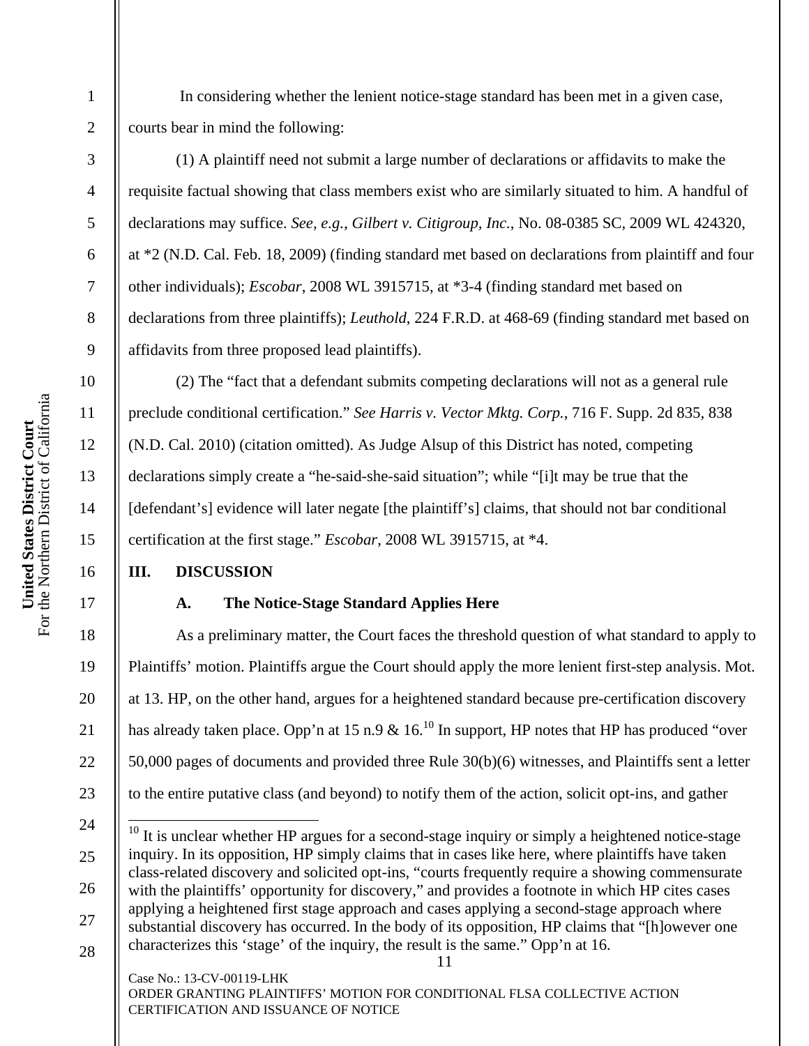In considering whether the lenient notice-stage standard has been met in a given case, courts bear in mind the following:

(1) A plaintiff need not submit a large number of declarations or affidavits to make the requisite factual showing that class members exist who are similarly situated to him. A handful of declarations may suffice. *See, e.g.*, *Gilbert v. Citigroup, Inc.*, No. 08-0385 SC, 2009 WL 424320, at *2 (N.D. Cal. Feb. 18, 2009) (finding standard met based on declarations from plaintiff and four other individuals); *Escobar*, 2008 WL 3915715, at *3-4 (finding standard met based on declarations from three plaintiffs); *Leuthold*, 224 F.R.D. at 468-69 (finding standard met based on affidavits from three proposed lead plaintiffs).

(2) The "fact that a defendant submits competing declarations will not as a general rule preclude conditional certification." *See Harris v. Vector Mktg. Corp.*, 716 F. Supp. 2d 835, 838 (N.D. Cal. 2010) (citation omitted). As Judge Alsup of this District has noted, competing declarations simply create a "he-said-she-said situation"; while "[i]t may be true that the [defendant's] evidence will later negate [the plaintiff's] claims, that should not bar conditional certification at the first stage." *Escobar*, 2008 WL 3915715, at *4.

## III. DISCUSSION

### A. The Notice-Stage Standard Applies Here

As a preliminary matter, the Court faces the threshold question of what standard to apply to Plaintiffs' motion. Plaintiffs argue the Court should apply the more lenient first-step analysis. Mot. at 13. HP, on the other hand, argues for a heightened standard because pre-certification discovery has already taken place. Opp'n at 15 n.9 & 16.[10] In support, HP notes that HP has produced "over 50,000 pages of documents and provided three Rule 30(b)(6) witnesses, and Plaintiffs sent a letter to the entire putative class (and beyond) to notify them of the action, solicit opt-ins, and gather

[10] It is unclear whether HP argues for a second-stage inquiry or simply a heightened notice-stage inquiry. In its opposition, HP simply claims that in cases like here, where plaintiffs have taken class-related discovery and solicited opt-ins, "courts frequently require a showing commensurate with the plaintiffs' opportunity for discovery," and provides a footnote in which HP cites cases applying a heightened first stage approach and cases applying a second-stage approach where substantial discovery has occurred. In the body of its opposition, HP claims that "[h]owever one characterizes this 'stage' of the inquiry, the result is the same." Opp'n at 16.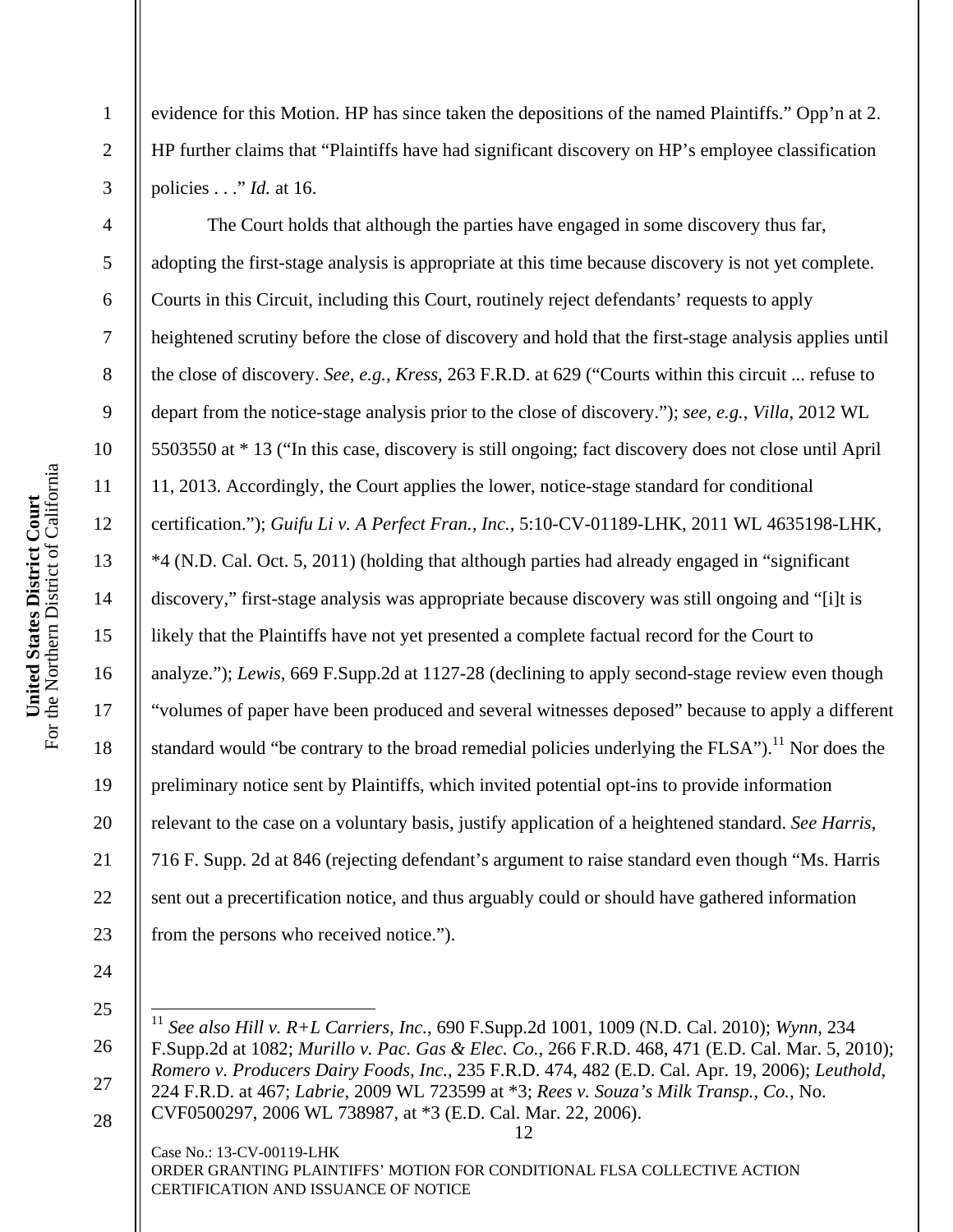evidence for this Motion. HP has since taken the depositions of the named Plaintiffs." Opp'n at 2. HP further claims that "Plaintiffs have had significant discovery on HP's employee classification policies . . ." *Id.* at 16.

The Court holds that although the parties have engaged in some discovery thus far, adopting the first-stage analysis is appropriate at this time because discovery is not yet complete. Courts in this Circuit, including this Court, routinely reject defendants' requests to apply heightened scrutiny before the close of discovery and hold that the first-stage analysis applies until the close of discovery. *See, e.g.*, *Kress*, 263 F.R.D. at 629 ("Courts within this circuit ... refuse to depart from the notice-stage analysis prior to the close of discovery."); *see, e.g.*, *Villa*, 2012 WL 5503550 at * 13 ("In this case, discovery is still ongoing; fact discovery does not close until April 11, 2013. Accordingly, the Court applies the lower, notice-stage standard for conditional certification."); *Guifu Li v. A Perfect Fran., Inc.*, 5:10-CV-01189-LHK, 2011 WL 4635198-LHK, *4 (N.D. Cal. Oct. 5, 2011) (holding that although parties had already engaged in "significant discovery," first-stage analysis was appropriate because discovery was still ongoing and "[i]t is likely that the Plaintiffs have not yet presented a complete factual record for the Court to analyze."); *Lewis*, 669 F.Supp.2d at 1127-28 (declining to apply second-stage review even though "volumes of paper have been produced and several witnesses deposed" because to apply a different standard would "be contrary to the broad remedial policies underlying the FLSA").[11] Nor does the preliminary notice sent by Plaintiffs, which invited potential opt-ins to provide information relevant to the case on a voluntary basis, justify application of a heightened standard. *See Harris*, 716 F. Supp. 2d at 846 (rejecting defendant's argument to raise standard even though "Ms. Harris sent out a precertification notice, and thus arguably could or should have gathered information from the persons who received notice.").

---

[11] *See also Hill v. R+L Carriers, Inc.*, 690 F.Supp.2d 1001, 1009 (N.D. Cal. 2010); *Wynn*, 234 F.Supp.2d at 1082; *Murillo v. Pac. Gas & Elec. Co.*, 266 F.R.D. 468, 471 (E.D. Cal. Mar. 5, 2010); *Romero v. Producers Dairy Foods, Inc.*, 235 F.R.D. 474, 482 (E.D. Cal. Apr. 19, 2006); *Leuthold*, 224 F.R.D. at 467; *Labrie*, 2009 WL 723599 at *3; *Rees v. Souza's Milk Transp., Co.*, No. CVF0500297, 2006 WL 738987, at *3 (E.D. Cal. Mar. 22, 2006).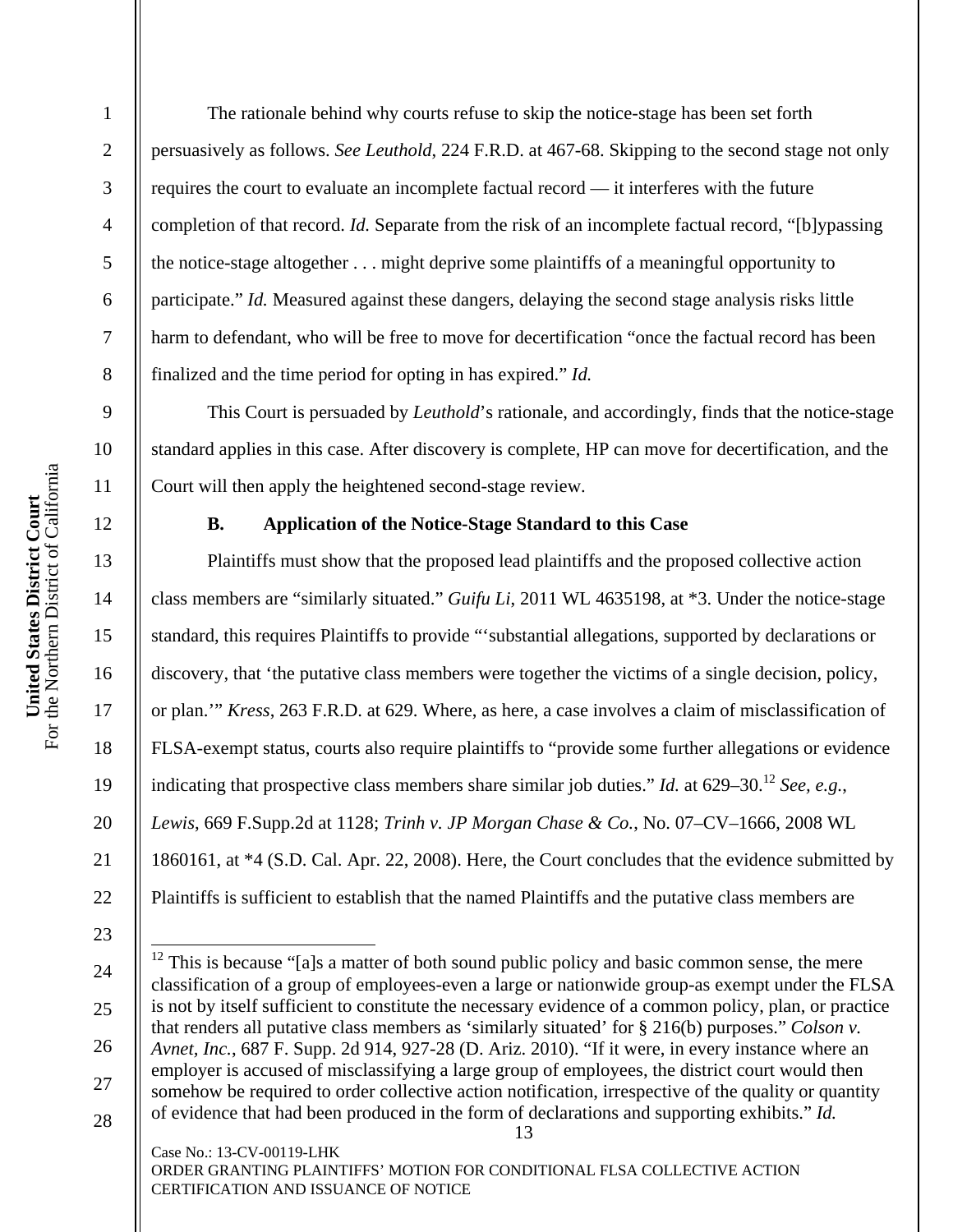The rationale behind why courts refuse to skip the notice-stage has been set forth persuasively as follows. *See Leuthold*, 224 F.R.D. at 467-68. Skipping to the second stage not only requires the court to evaluate an incomplete factual record — it interferes with the future completion of that record. *Id.* Separate from the risk of an incomplete factual record, "[b]ypassing the notice-stage altogether . . . might deprive some plaintiffs of a meaningful opportunity to participate." *Id.* Measured against these dangers, delaying the second stage analysis risks little harm to defendant, who will be free to move for decertification "once the factual record has been finalized and the time period for opting in has expired." *Id.*

This Court is persuaded by *Leuthold*'s rationale, and accordingly, finds that the notice-stage standard applies in this case. After discovery is complete, HP can move for decertification, and the Court will then apply the heightened second-stage review.

### B. Application of the Notice-Stage Standard to this Case

Plaintiffs must show that the proposed lead plaintiffs and the proposed collective action class members are "similarly situated." *Guifu Li*, 2011 WL 4635198, at *3. Under the notice-stage standard, this requires Plaintiffs to provide "'substantial allegations, supported by declarations or discovery, that 'the putative class members were together the victims of a single decision, policy, or plan.'" *Kress*, 263 F.R.D. at 629. Where, as here, a case involves a claim of misclassification of FLSA-exempt status, courts also require plaintiffs to "provide some further allegations or evidence indicating that prospective class members share similar job duties." *Id.* at 629–30.[12] *See, e.g.*, *Lewis*, 669 F.Supp.2d at 1128; *Trinh v. JP Morgan Chase & Co.*, No. 07–CV–1666, 2008 WL 1860161, at *4 (S.D. Cal. Apr. 22, 2008). Here, the Court concludes that the evidence submitted by Plaintiffs is sufficient to establish that the named Plaintiffs and the putative class members are

---

[12] This is because "[a]s a matter of both sound public policy and basic common sense, the mere classification of a group of employees-even a large or nationwide group-as exempt under the FLSA is not by itself sufficient to constitute the necessary evidence of a common policy, plan, or practice that renders all putative class members as 'similarly situated' for § 216(b) purposes." *Colson v. Avnet, Inc.*, 687 F. Supp. 2d 914, 927-28 (D. Ariz. 2010). "If it were, in every instance where an employer is accused of misclassifying a large group of employees, the district court would then somehow be required to order collective action notification, irrespective of the quality or quantity of evidence that had been produced in the form of declarations and supporting exhibits." *Id.*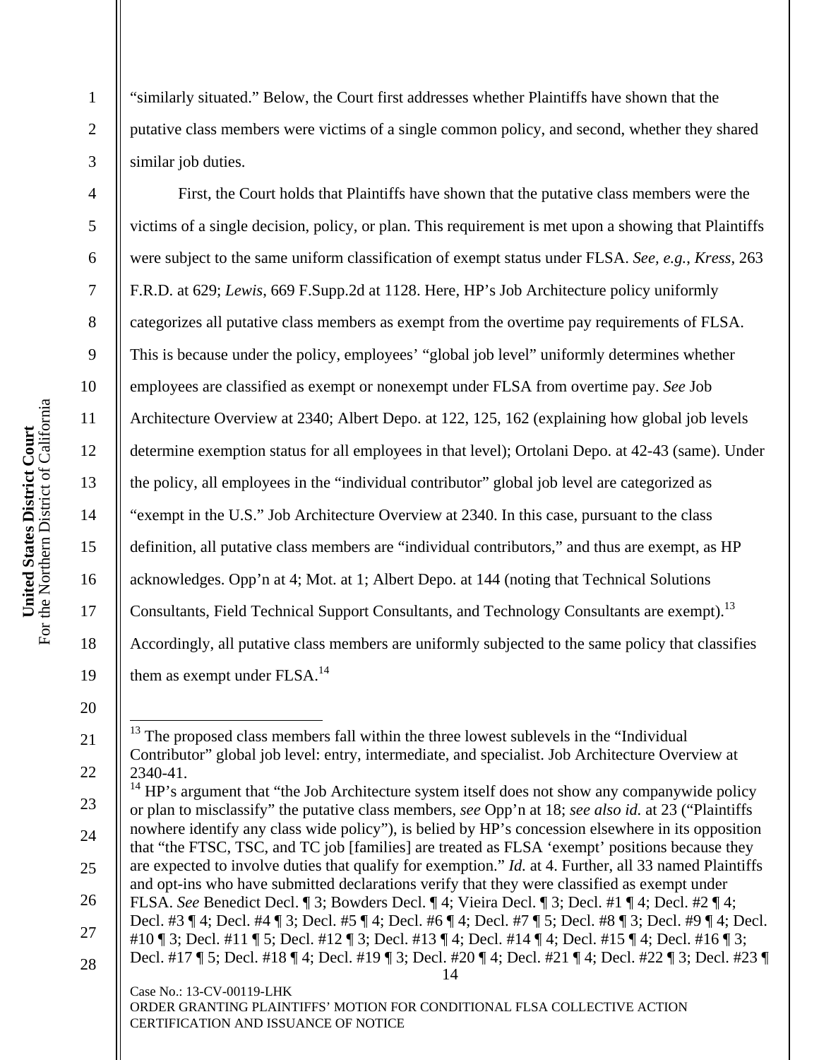"similarly situated." Below, the Court first addresses whether Plaintiffs have shown that the putative class members were victims of a single common policy, and second, whether they shared similar job duties.

First, the Court holds that Plaintiffs have shown that the putative class members were the victims of a single decision, policy, or plan. This requirement is met upon a showing that Plaintiffs were subject to the same uniform classification of exempt status under FLSA. *See, e.g.*, *Kress*, 263 F.R.D. at 629; *Lewis*, 669 F.Supp.2d at 1128. Here, HP's Job Architecture policy uniformly categorizes all putative class members as exempt from the overtime pay requirements of FLSA. This is because under the policy, employees' "global job level" uniformly determines whether employees are classified as exempt or nonexempt under FLSA from overtime pay. *See* Job Architecture Overview at 2340; Albert Depo. at 122, 125, 162 (explaining how global job levels determine exemption status for all employees in that level); Ortolani Depo. at 42-43 (same). Under the policy, all employees in the "individual contributor" global job level are categorized as "exempt in the U.S." Job Architecture Overview at 2340. In this case, pursuant to the class definition, all putative class members are "individual contributors," and thus are exempt, as HP acknowledges. Opp'n at 4; Mot. at 1; Albert Depo. at 144 (noting that Technical Solutions Consultants, Field Technical Support Consultants, and Technology Consultants are exempt).[13] Accordingly, all putative class members are uniformly subjected to the same policy that classifies them as exempt under FLSA.[14]

---

[13] The proposed class members fall within the three lowest sublevels in the "Individual Contributor" global job level: entry, intermediate, and specialist. Job Architecture Overview at 2340-41.

[14] HP's argument that "the Job Architecture system itself does not show any companywide policy or plan to misclassify" the putative class members, *see* Opp'n at 18; *see also id.* at 23 ("Plaintiffs nowhere identify any class wide policy"), is belied by HP's concession elsewhere in its opposition that "the FTSC, TSC, and TC job [families] are treated as FLSA 'exempt' positions because they are expected to involve duties that qualify for exemption." *Id.* at 4. Further, all 33 named Plaintiffs and opt-ins who have submitted declarations verify that they were classified as exempt under FLSA. *See* Benedict Decl. ¶ 3; Bowders Decl. ¶ 4; Vieira Decl. ¶ 3; Decl. #1 ¶ 4; Decl. #2 ¶ 4; Decl. #3 ¶ 4; Decl. #4 ¶ 3; Decl. #5 ¶ 4; Decl. #6 ¶ 4; Decl. #7 ¶ 5; Decl. #8 ¶ 3; Decl. #9 ¶ 4; Decl. #10 ¶ 3; Decl. #11 ¶ 5; Decl. #12 ¶ 3; Decl. #13 ¶ 4; Decl. #14 ¶ 4; Decl. #15 ¶ 4; Decl. #16 ¶ 3; Decl. #17 ¶ 5; Decl. #18 ¶ 4; Decl. #19 ¶ 3; Decl. #20 ¶ 4; Decl. #21 ¶ 4; Decl. #22 ¶ 3; Decl. #23 ¶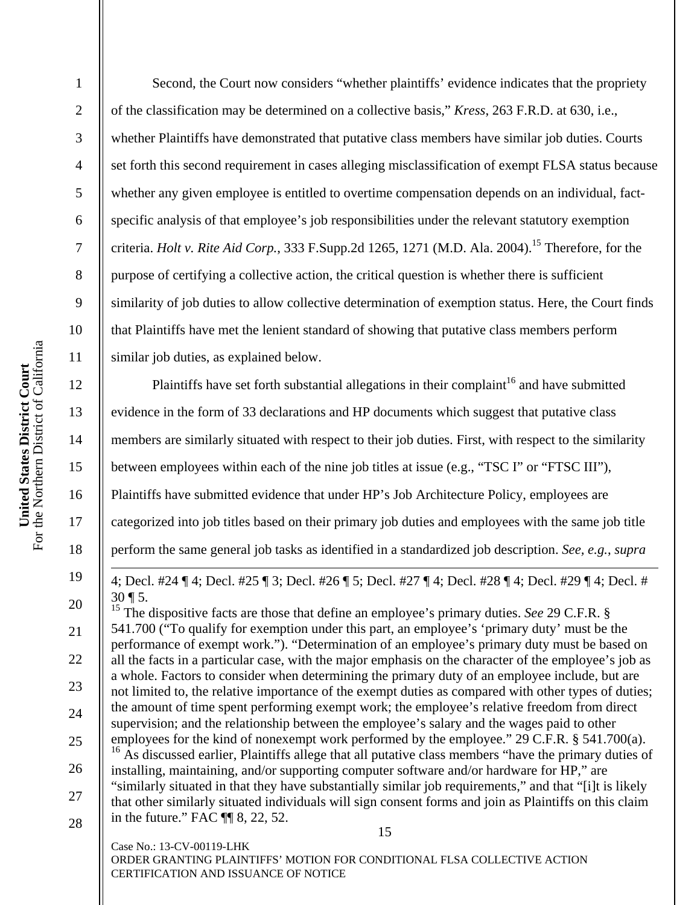Second, the Court now considers "whether plaintiffs' evidence indicates that the propriety of the classification may be determined on a collective basis," *Kress*, 263 F.R.D. at 630, i.e., whether Plaintiffs have demonstrated that putative class members have similar job duties. Courts set forth this second requirement in cases alleging misclassification of exempt FLSA status because whether any given employee is entitled to overtime compensation depends on an individual, fact-specific analysis of that employee's job responsibilities under the relevant statutory exemption criteria. *Holt v. Rite Aid Corp.*, 333 F.Supp.2d 1265, 1271 (M.D. Ala. 2004).[15] Therefore, for the purpose of certifying a collective action, the critical question is whether there is sufficient similarity of job duties to allow collective determination of exemption status. Here, the Court finds that Plaintiffs have met the lenient standard of showing that putative class members perform similar job duties, as explained below.

Plaintiffs have set forth substantial allegations in their complaint[16] and have submitted evidence in the form of 33 declarations and HP documents which suggest that putative class members are similarly situated with respect to their job duties. First, with respect to the similarity between employees within each of the nine job titles at issue (e.g., "TSC I" or "FTSC III"), Plaintiffs have submitted evidence that under HP's Job Architecture Policy, employees are categorized into job titles based on their primary job duties and employees with the same job title perform the same general job tasks as identified in a standardized job description. *See, e.g.*, *supra*

---

4; Decl. #24 ¶ 4; Decl. #25 ¶ 3; Decl. #26 ¶ 5; Decl. #27 ¶ 4; Decl. #28 ¶ 4; Decl. #29 ¶ 4; Decl. # 30 ¶ 5.

[15] The dispositive facts are those that define an employee's primary duties. *See* 29 C.F.R. § 541.700 ("To qualify for exemption under this part, an employee's 'primary duty' must be the performance of exempt work."). "Determination of an employee's primary duty must be based on all the facts in a particular case, with the major emphasis on the character of the employee's job as a whole. Factors to consider when determining the primary duty of an employee include, but are not limited to, the relative importance of the exempt duties as compared with other types of duties; the amount of time spent performing exempt work; the employee's relative freedom from direct supervision; and the relationship between the employee's salary and the wages paid to other employees for the kind of nonexempt work performed by the employee." 29 C.F.R. § 541.700(a).

[16] As discussed earlier, Plaintiffs allege that all putative class members "have the primary duties of installing, maintaining, and/or supporting computer software and/or hardware for HP," are "similarly situated in that they have substantially similar job requirements," and that "[i]t is likely that other similarly situated individuals will sign consent forms and join as Plaintiffs on this claim in the future." FAC ¶¶ 8, 22, 52.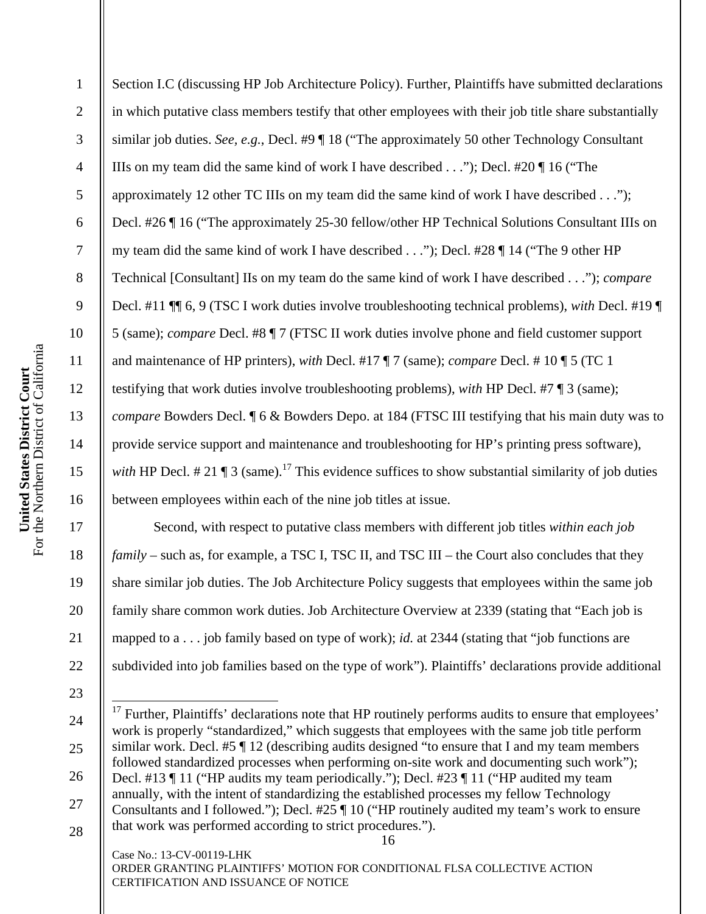Section I.C (discussing HP Job Architecture Policy). Further, Plaintiffs have submitted declarations in which putative class members testify that other employees with their job title share substantially similar job duties. *See, e.g.*, Decl. #9 ¶ 18 ("The approximately 50 other Technology Consultant IIIs on my team did the same kind of work I have described . . ."); Decl. #20 ¶ 16 ("The approximately 12 other TC IIIs on my team did the same kind of work I have described . . ."); Decl. #26 ¶ 16 ("The approximately 25-30 fellow/other HP Technical Solutions Consultant IIIs on my team did the same kind of work I have described . . ."); Decl. #28 ¶ 14 ("The 9 other HP Technical [Consultant] IIs on my team do the same kind of work I have described . . ."); *compare* Decl. #11 ¶¶ 6, 9 (TSC I work duties involve troubleshooting technical problems), *with* Decl. #19 ¶ 5 (same); *compare* Decl. #8 ¶ 7 (FTSC II work duties involve phone and field customer support and maintenance of HP printers), *with* Decl. #17 ¶ 7 (same); *compare* Decl. # 10 ¶ 5 (TC 1 testifying that work duties involve troubleshooting problems), *with* HP Decl. #7 ¶ 3 (same); *compare* Bowders Decl. ¶ 6 & Bowders Depo. at 184 (FTSC III testifying that his main duty was to provide service support and maintenance and troubleshooting for HP's printing press software), *with* HP Decl. # 21 ¶ 3 (same).[17] This evidence suffices to show substantial similarity of job duties between employees within each of the nine job titles at issue.

Second, with respect to putative class members with different job titles *within each job family* – such as, for example, a TSC I, TSC II, and TSC III – the Court also concludes that they share similar job duties. The Job Architecture Policy suggests that employees within the same job family share common work duties. Job Architecture Overview at 2339 (stating that "Each job is mapped to a . . . job family based on type of work); *id.* at 2344 (stating that "job functions are subdivided into job families based on the type of work"). Plaintiffs' declarations provide additional

[17] Further, Plaintiffs' declarations note that HP routinely performs audits to ensure that employees' work is properly "standardized," which suggests that employees with the same job title perform similar work. Decl. #5 ¶ 12 (describing audits designed "to ensure that I and my team members followed standardized processes when performing on-site work and documenting such work"); Decl. #13 ¶ 11 ("HP audits my team periodically."); Decl. #23 ¶ 11 ("HP audited my team annually, with the intent of standardizing the established processes my fellow Technology Consultants and I followed."); Decl. #25 ¶ 10 ("HP routinely audited my team's work to ensure that work was performed according to strict procedures.").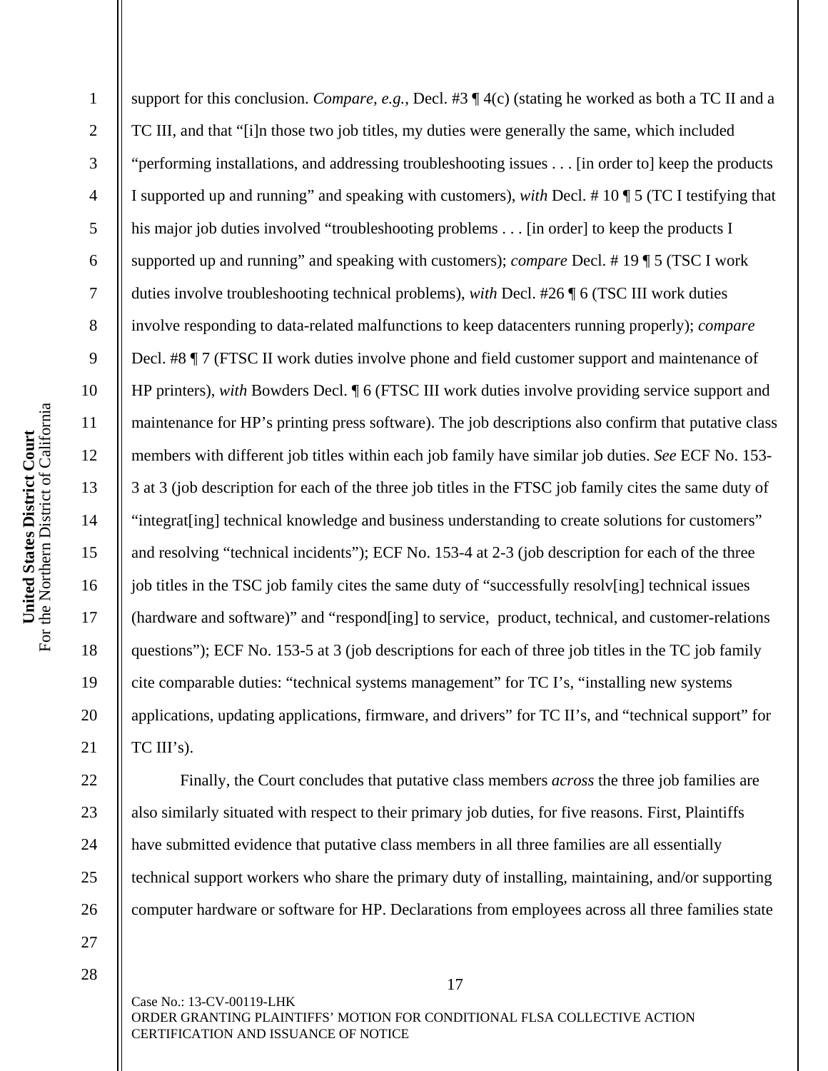support for this conclusion. *Compare, e.g.*, Decl. #3 ¶ 4(c) (stating he worked as both a TC II and a TC III, and that "[i]n those two job titles, my duties were generally the same, which included "performing installations, and addressing troubleshooting issues . . . [in order to] keep the products I supported up and running" and speaking with customers), *with* Decl. # 10 ¶ 5 (TC I testifying that his major job duties involved "troubleshooting problems . . . [in order] to keep the products I supported up and running" and speaking with customers); *compare* Decl. # 19 ¶ 5 (TSC I work duties involve troubleshooting technical problems), *with* Decl. #26 ¶ 6 (TSC III work duties involve responding to data-related malfunctions to keep datacenters running properly); *compare* Decl. #8 ¶ 7 (FTSC II work duties involve phone and field customer support and maintenance of HP printers), *with* Bowders Decl. ¶ 6 (FTSC III work duties involve providing service support and maintenance for HP's printing press software). The job descriptions also confirm that putative class members with different job titles within each job family have similar job duties. *See* ECF No. 153-3 at 3 (job description for each of the three job titles in the FTSC job family cites the same duty of "integrat[ing] technical knowledge and business understanding to create solutions for customers" and resolving "technical incidents"); ECF No. 153-4 at 2-3 (job description for each of the three job titles in the TSC job family cites the same duty of "successfully resolv[ing] technical issues (hardware and software)" and "respond[ing] to service, product, technical, and customer-relations questions"); ECF No. 153-5 at 3 (job descriptions for each of three job titles in the TC job family cite comparable duties: "technical systems management" for TC I's, "installing new systems applications, updating applications, firmware, and drivers" for TC II's, and "technical support" for TC III's).

Finally, the Court concludes that putative class members *across* the three job families are also similarly situated with respect to their primary job duties, for five reasons. First, Plaintiffs have submitted evidence that putative class members in all three families are all essentially technical support workers who share the primary duty of installing, maintaining, and/or supporting computer hardware or software for HP. Declarations from employees across all three families state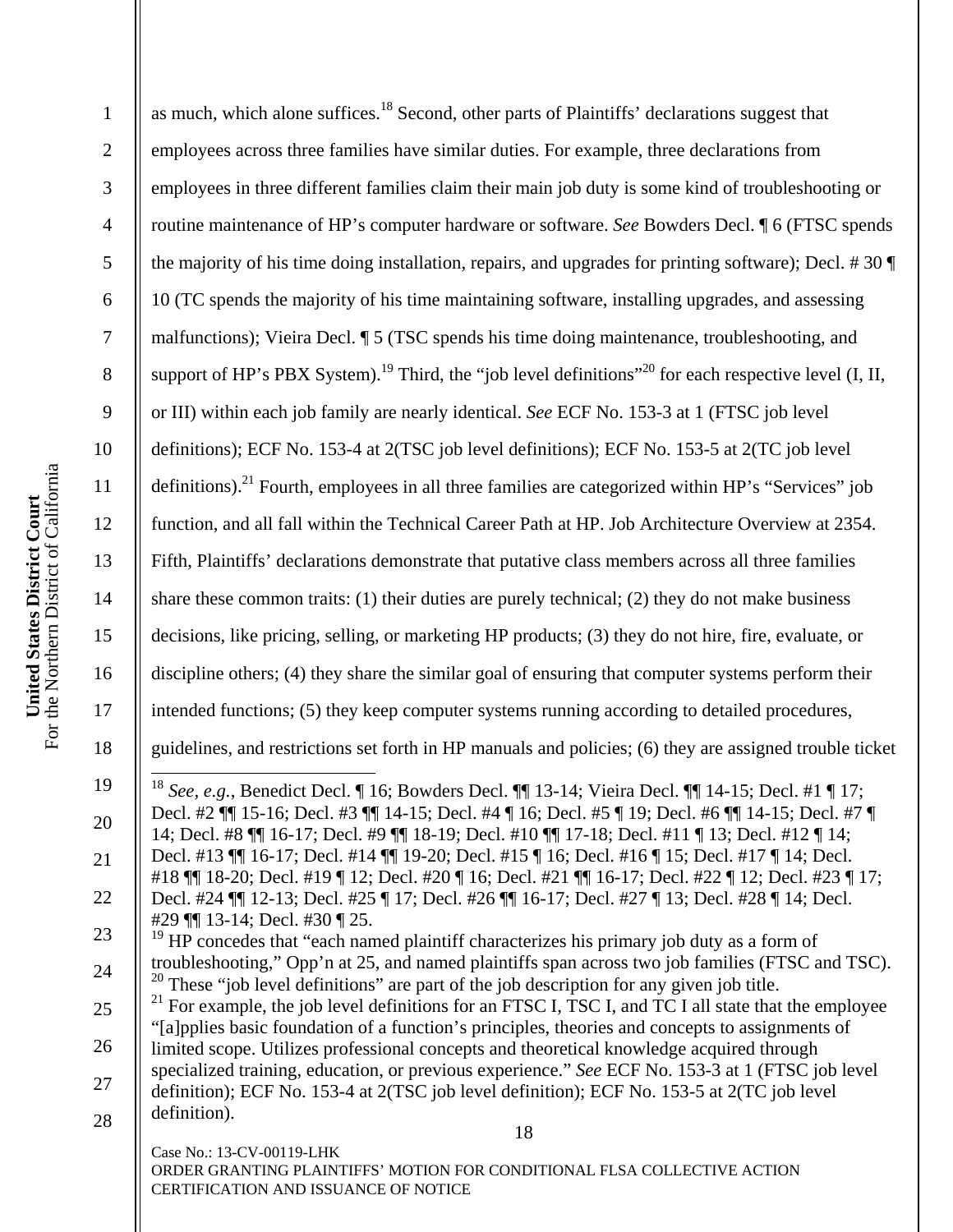as much, which alone suffices.[18] Second, other parts of Plaintiffs' declarations suggest that employees across three families have similar duties. For example, three declarations from employees in three different families claim their main job duty is some kind of troubleshooting or routine maintenance of HP's computer hardware or software. *See* Bowders Decl. ¶ 6 (FTSC spends the majority of his time doing installation, repairs, and upgrades for printing software); Decl. # 30 ¶ 10 (TC spends the majority of his time maintaining software, installing upgrades, and assessing malfunctions); Vieira Decl. ¶ 5 (TSC spends his time doing maintenance, troubleshooting, and support of HP's PBX System).[19] Third, the "job level definitions"[20] for each respective level (I, II, or III) within each job family are nearly identical. *See* ECF No. 153-3 at 1 (FTSC job level definitions); ECF No. 153-4 at 2(TSC job level definitions); ECF No. 153-5 at 2(TC job level definitions).[21] Fourth, employees in all three families are categorized within HP's "Services" job function, and all fall within the Technical Career Path at HP. Job Architecture Overview at 2354. Fifth, Plaintiffs' declarations demonstrate that putative class members across all three families share these common traits: (1) their duties are purely technical; (2) they do not make business decisions, like pricing, selling, or marketing HP products; (3) they do not hire, fire, evaluate, or discipline others; (4) they share the similar goal of ensuring that computer systems perform their intended functions; (5) they keep computer systems running according to detailed procedures, guidelines, and restrictions set forth in HP manuals and policies; (6) they are assigned trouble ticket

---

[18] *See, e.g.*, Benedict Decl. ¶ 16; Bowders Decl. ¶¶ 13-14; Vieira Decl. ¶¶ 14-15; Decl. #1 ¶ 17; Decl. #2 ¶¶ 15-16; Decl. #3 ¶¶ 14-15; Decl. #4 ¶ 16; Decl. #5 ¶ 19; Decl. #6 ¶¶ 14-15; Decl. #7 ¶ 14; Decl. #8 ¶¶ 16-17; Decl. #9 ¶¶ 18-19; Decl. #10 ¶¶ 17-18; Decl. #11 ¶ 13; Decl. #12 ¶ 14; Decl. #13 ¶¶ 16-17; Decl. #14 ¶¶ 19-20; Decl. #15 ¶ 16; Decl. #16 ¶ 15; Decl. #17 ¶ 14; Decl. #18 ¶¶ 18-20; Decl. #19 ¶ 12; Decl. #20 ¶ 16; Decl. #21 ¶¶ 16-17; Decl. #22 ¶ 12; Decl. #23 ¶ 17; Decl. #24 ¶¶ 12-13; Decl. #25 ¶ 17; Decl. #26 ¶¶ 16-17; Decl. #27 ¶ 13; Decl. #28 ¶ 14; Decl. #29 ¶¶ 13-14; Decl. #30 ¶ 25.

[19] HP concedes that "each named plaintiff characterizes his primary job duty as a form of troubleshooting," Opp'n at 25, and named plaintiffs span across two job families (FTSC and TSC).

[20] These "job level definitions" are part of the job description for any given job title.

[21] For example, the job level definitions for an FTSC I, TSC I, and TC I all state that the employee "[a]pplies basic foundation of a function's principles, theories and concepts to assignments of limited scope. Utilizes professional concepts and theoretical knowledge acquired through specialized training, education, or previous experience." *See* ECF No. 153-3 at 1 (FTSC job level definition); ECF No. 153-4 at 2(TSC job level definition); ECF No. 153-5 at 2(TC job level definition).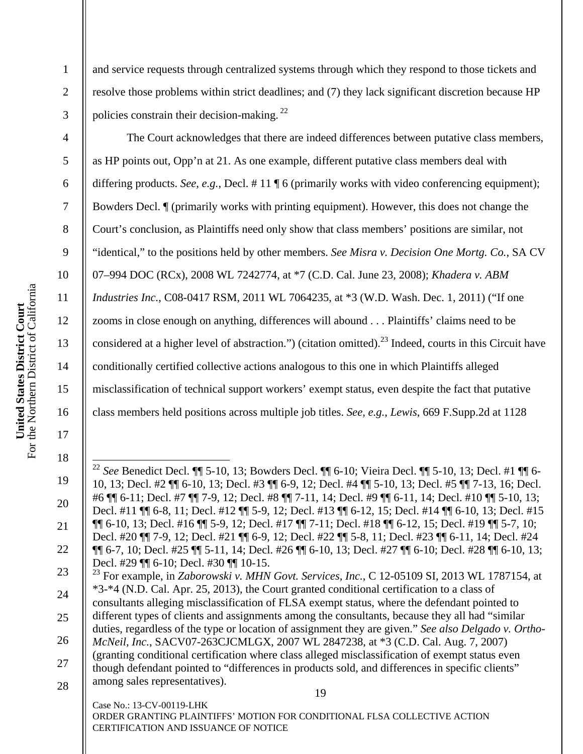and service requests through centralized systems through which they respond to those tickets and resolve those problems within strict deadlines; and (7) they lack significant discretion because HP policies constrain their decision-making.[22]

The Court acknowledges that there are indeed differences between putative class members, as HP points out, Opp'n at 21. As one example, different putative class members deal with differing products. *See, e.g.*, Decl. # 11 ¶ 6 (primarily works with video conferencing equipment); Bowders Decl. ¶ (primarily works with printing equipment). However, this does not change the Court's conclusion, as Plaintiffs need only show that class members' positions are similar, not "identical," to the positions held by other members. *See Misra v. Decision One Mortg. Co.*, SA CV 07–994 DOC (RCx), 2008 WL 7242774, at *7 (C.D. Cal. June 23, 2008); *Khadera v. ABM Industries Inc.*, C08-0417 RSM, 2011 WL 7064235, at *3 (W.D. Wash. Dec. 1, 2011) ("If one zooms in close enough on anything, differences will abound . . . Plaintiffs' claims need to be considered at a higher level of abstraction.") (citation omitted).[23] Indeed, courts in this Circuit have conditionally certified collective actions analogous to this one in which Plaintiffs alleged misclassification of technical support workers' exempt status, even despite the fact that putative class members held positions across multiple job titles. *See, e.g.*, *Lewis*, 669 F.Supp.2d at 1128

---

[22] *See* Benedict Decl. ¶¶ 5-10, 13; Bowders Decl. ¶¶ 6-10; Vieira Decl. ¶¶ 5-10, 13; Decl. #1 ¶¶ 6-10, 13; Decl. #2 ¶¶ 6-10, 13; Decl. #3 ¶¶ 6-9, 12; Decl. #4 ¶¶ 5-10, 13; Decl. #5 ¶¶ 7-13, 16; Decl. #6 ¶¶ 6-11; Decl. #7 ¶¶ 7-9, 12; Decl. #8 ¶¶ 7-11, 14; Decl. #9 ¶¶ 6-11, 14; Decl. #10 ¶¶ 5-10, 13; Decl. #11 ¶¶ 6-8, 11; Decl. #12 ¶¶ 5-9, 12; Decl. #13 ¶¶ 6-12, 15; Decl. #14 ¶¶ 6-10, 13; Decl. #15 ¶¶ 6-10, 13; Decl. #16 ¶¶ 5-9, 12; Decl. #17 ¶¶ 7-11; Decl. #18 ¶¶ 6-12, 15; Decl. #19 ¶¶ 5-7, 10; Decl. #20 ¶¶ 7-9, 12; Decl. #21 ¶¶ 6-9, 12; Decl. #22 ¶¶ 5-8, 11; Decl. #23 ¶¶ 6-11, 14; Decl. #24 ¶¶ 6-7, 10; Decl. #25 ¶¶ 5-11, 14; Decl. #26 ¶¶ 6-10, 13; Decl. #27 ¶¶ 6-10; Decl. #28 ¶¶ 6-10, 13; Decl. #29 ¶¶ 6-10; Decl. #30 ¶¶ 10-15.

[23] For example, in *Zaborowski v. MHN Govt. Services, Inc.*, C 12-05109 SI, 2013 WL 1787154, at *3-*4 (N.D. Cal. Apr. 25, 2013), the Court granted conditional certification to a class of consultants alleging misclassification of FLSA exempt status, where the defendant pointed to different types of clients and assignments among the consultants, because they all had "similar duties, regardless of the type or location of assignment they are given." *See also Delgado v. Ortho-McNeil, Inc.*, SACV07-263CJCMLGX, 2007 WL 2847238, at *3 (C.D. Cal. Aug. 7, 2007) (granting conditional certification where class alleged misclassification of exempt status even though defendant pointed to "differences in products sold, and differences in specific clients" among sales representatives).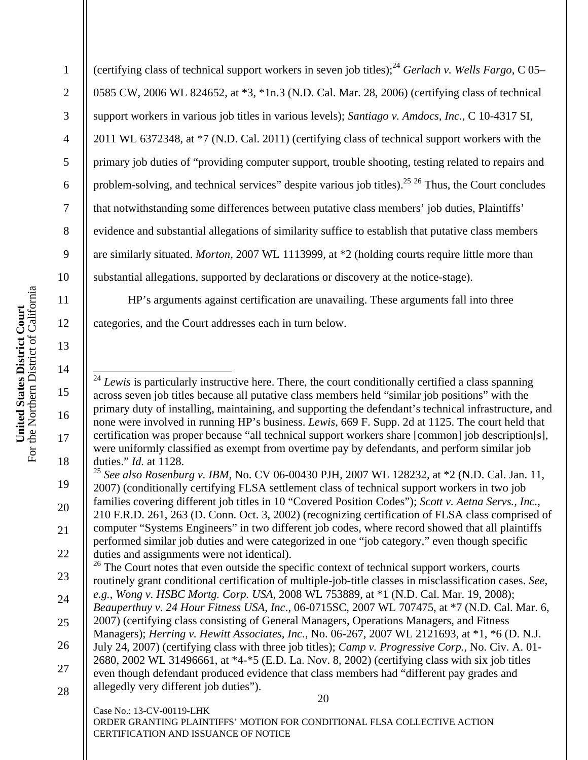(certifying class of technical support workers in seven job titles);[24] *Gerlach v. Wells Fargo*, C 05–0585 CW, 2006 WL 824652, at *3, *1n.3 (N.D. Cal. Mar. 28, 2006) (certifying class of technical support workers in various job titles in various levels); *Santiago v. Amdocs, Inc.*, C 10-4317 SI, 2011 WL 6372348, at *7 (N.D. Cal. 2011) (certifying class of technical support workers with the primary job duties of "providing computer support, trouble shooting, testing related to repairs and problem-solving, and technical services" despite various job titles).[25] [26] Thus, the Court concludes that notwithstanding some differences between putative class members' job duties, Plaintiffs' evidence and substantial allegations of similarity suffice to establish that putative class members are similarly situated. *Morton*, 2007 WL 1113999, at *2 (holding courts require little more than substantial allegations, supported by declarations or discovery at the notice-stage).

HP's arguments against certification are unavailing. These arguments fall into three categories, and the Court addresses each in turn below.

---

[24] *Lewis* is particularly instructive here. There, the court conditionally certified a class spanning across seven job titles because all putative class members held "similar job positions" with the primary duty of installing, maintaining, and supporting the defendant's technical infrastructure, and none were involved in running HP's business. *Lewis*, 669 F. Supp. 2d at 1125. The court held that certification was proper because "all technical support workers share [common] job description[s], were uniformly classified as exempt from overtime pay by defendants, and perform similar job duties." *Id.* at 1128.

[25] *See also Rosenburg v. IBM*, No. CV 06-00430 PJH, 2007 WL 128232, at *2 (N.D. Cal. Jan. 11, 2007) (conditionally certifying FLSA settlement class of technical support workers in two job families covering different job titles in 10 "Covered Position Codes"); *Scott v. Aetna Servs., Inc.*, 210 F.R.D. 261, 263 (D. Conn. Oct. 3, 2002) (recognizing certification of FLSA class comprised of computer "Systems Engineers" in two different job codes, where record showed that all plaintiffs performed similar job duties and were categorized in one "job category," even though specific duties and assignments were not identical).

[26] The Court notes that even outside the specific context of technical support workers, courts routinely grant conditional certification of multiple-job-title classes in misclassification cases. *See, e.g.*, *Wong v. HSBC Mortg. Corp. USA*, 2008 WL 753889, at *1 (N.D. Cal. Mar. 19, 2008); *Beauperthuy v. 24 Hour Fitness USA, Inc*., 06-0715SC, 2007 WL 707475, at *7 (N.D. Cal. Mar. 6, 2007) (certifying class consisting of General Managers, Operations Managers, and Fitness Managers); *Herring v. Hewitt Associates, Inc.*, No. 06-267, 2007 WL 2121693, at *1, *6 (D. N.J. July 24, 2007) (certifying class with three job titles); *Camp v. Progressive Corp.*, No. Civ. A. 01-2680, 2002 WL 31496661, at *4-*5 (E.D. La. Nov. 8, 2002) (certifying class with six job titles even though defendant produced evidence that class members had "different pay grades and allegedly very different job duties").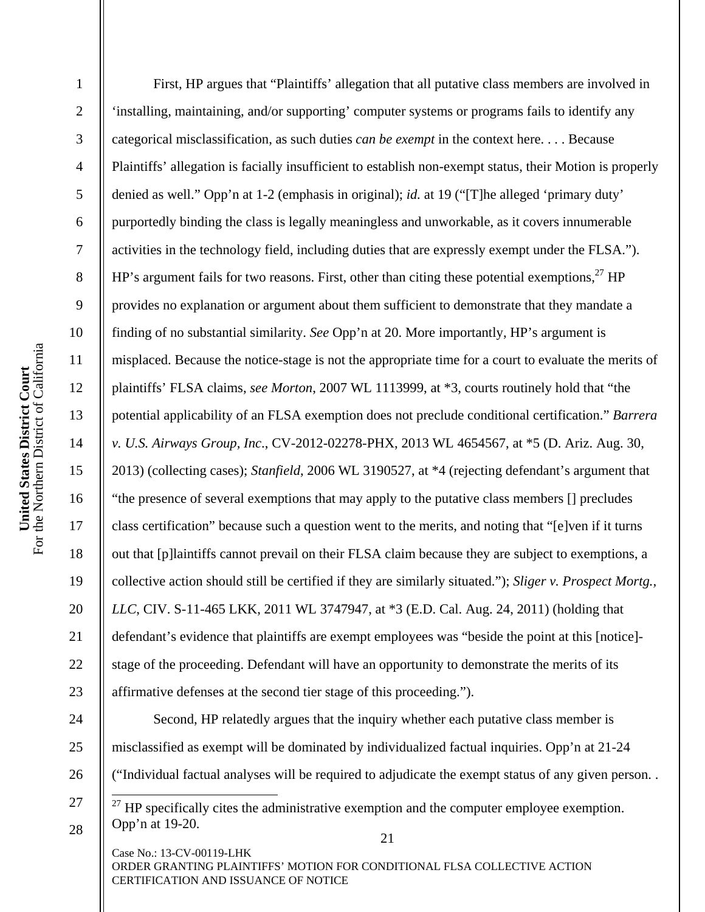First, HP argues that "Plaintiffs' allegation that all putative class members are involved in 'installing, maintaining, and/or supporting' computer systems or programs fails to identify any categorical misclassification, as such duties *can be exempt* in the context here. . . . Because Plaintiffs' allegation is facially insufficient to establish non-exempt status, their Motion is properly denied as well." Opp'n at 1-2 (emphasis in original); *id.* at 19 ("[T]he alleged 'primary duty' purportedly binding the class is legally meaningless and unworkable, as it covers innumerable activities in the technology field, including duties that are expressly exempt under the FLSA."). HP's argument fails for two reasons. First, other than citing these potential exemptions,[27] HP provides no explanation or argument about them sufficient to demonstrate that they mandate a finding of no substantial similarity. *See* Opp'n at 20. More importantly, HP's argument is misplaced. Because the notice-stage is not the appropriate time for a court to evaluate the merits of plaintiffs' FLSA claims, *see Morton*, 2007 WL 1113999, at *3, courts routinely hold that "the potential applicability of an FLSA exemption does not preclude conditional certification." *Barrera v. U.S. Airways Group, Inc*., CV-2012-02278-PHX, 2013 WL 4654567, at *5 (D. Ariz. Aug. 30, 2013) (collecting cases); *Stanfield*, 2006 WL 3190527, at *4 (rejecting defendant's argument that "the presence of several exemptions that may apply to the putative class members [] precludes class certification" because such a question went to the merits, and noting that "[e]ven if it turns out that [p]laintiffs cannot prevail on their FLSA claim because they are subject to exemptions, a collective action should still be certified if they are similarly situated."); *Sliger v. Prospect Mortg., LLC*, CIV. S-11-465 LKK, 2011 WL 3747947, at *3 (E.D. Cal. Aug. 24, 2011) (holding that defendant's evidence that plaintiffs are exempt employees was "beside the point at this [notice]-stage of the proceeding. Defendant will have an opportunity to demonstrate the merits of its affirmative defenses at the second tier stage of this proceeding.").

Second, HP relatedly argues that the inquiry whether each putative class member is misclassified as exempt will be dominated by individualized factual inquiries. Opp'n at 21-24 ("Individual factual analyses will be required to adjudicate the exempt status of any given person. .

---

[27] HP specifically cites the administrative exemption and the computer employee exemption. Opp'n at 19-20.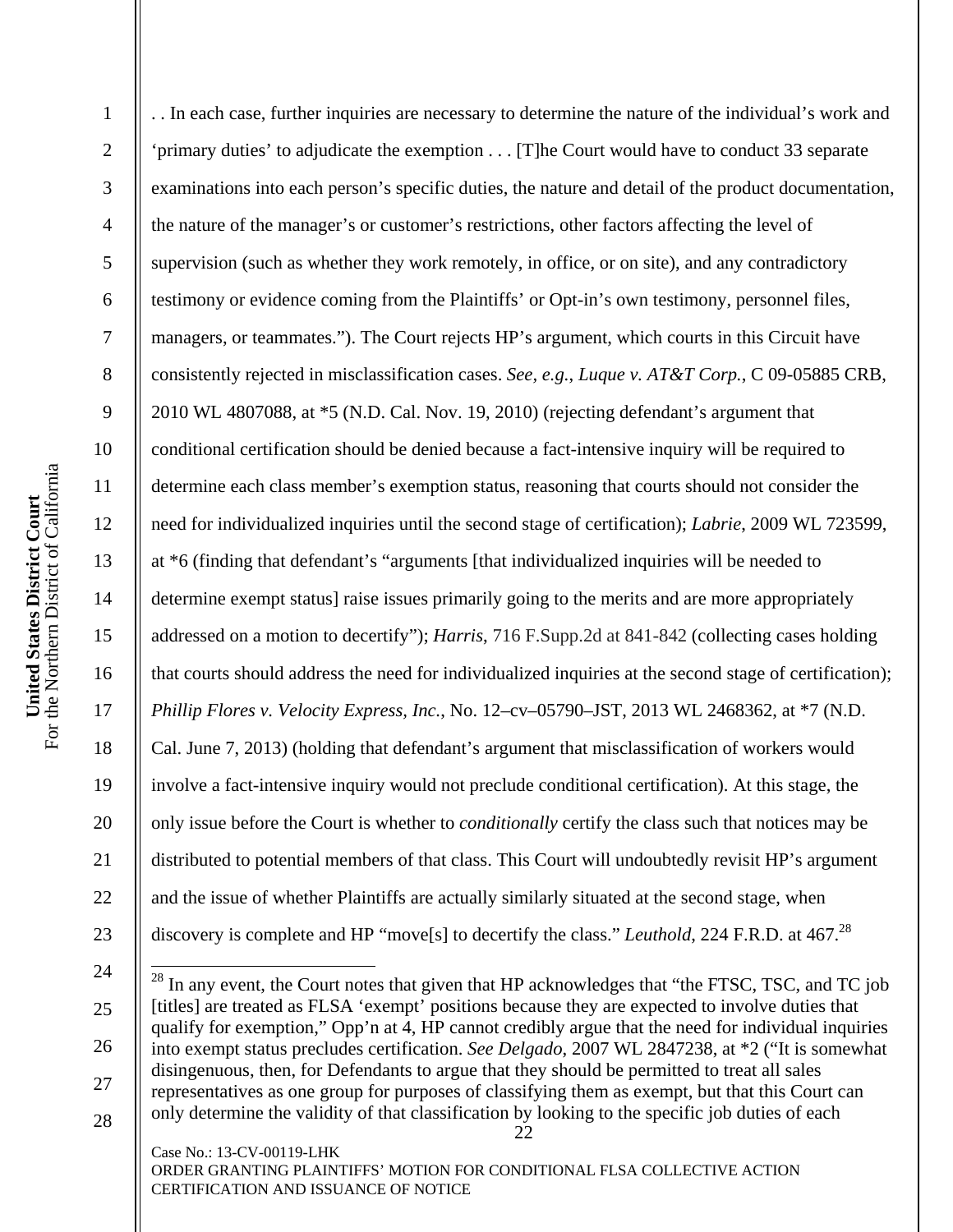. . In each case, further inquiries are necessary to determine the nature of the individual's work and 'primary duties' to adjudicate the exemption . . . [T]he Court would have to conduct 33 separate examinations into each person's specific duties, the nature and detail of the product documentation, the nature of the manager's or customer's restrictions, other factors affecting the level of supervision (such as whether they work remotely, in office, or on site), and any contradictory testimony or evidence coming from the Plaintiffs' or Opt-in's own testimony, personnel files, managers, or teammates."). The Court rejects HP's argument, which courts in this Circuit have consistently rejected in misclassification cases. *See, e.g.*, *Luque v. AT&T Corp.*, C 09-05885 CRB, 2010 WL 4807088, at *5 (N.D. Cal. Nov. 19, 2010) (rejecting defendant's argument that conditional certification should be denied because a fact-intensive inquiry will be required to determine each class member's exemption status, reasoning that courts should not consider the need for individualized inquiries until the second stage of certification); *Labrie*, 2009 WL 723599, at *6 (finding that defendant's "arguments [that individualized inquiries will be needed to determine exempt status] raise issues primarily going to the merits and are more appropriately addressed on a motion to decertify"); *Harris*, 716 F.Supp.2d at 841-842 (collecting cases holding that courts should address the need for individualized inquiries at the second stage of certification); *Phillip Flores v. Velocity Express, Inc.*, No. 12–cv–05790–JST, 2013 WL 2468362, at *7 (N.D. Cal. June 7, 2013) (holding that defendant's argument that misclassification of workers would involve a fact-intensive inquiry would not preclude conditional certification). At this stage, the only issue before the Court is whether to *conditionally* certify the class such that notices may be distributed to potential members of that class. This Court will undoubtedly revisit HP's argument and the issue of whether Plaintiffs are actually similarly situated at the second stage, when discovery is complete and HP "move[s] to decertify the class." *Leuthold*, 224 F.R.D. at 467.[28]

---

[28] In any event, the Court notes that given that HP acknowledges that "the FTSC, TSC, and TC job [titles] are treated as FLSA 'exempt' positions because they are expected to involve duties that qualify for exemption," Opp'n at 4, HP cannot credibly argue that the need for individual inquiries into exempt status precludes certification. *See Delgado*, 2007 WL 2847238, at *2 ("It is somewhat disingenuous, then, for Defendants to argue that they should be permitted to treat all sales representatives as one group for purposes of classifying them as exempt, but that this Court can only determine the validity of that classification by looking to the specific job duties of each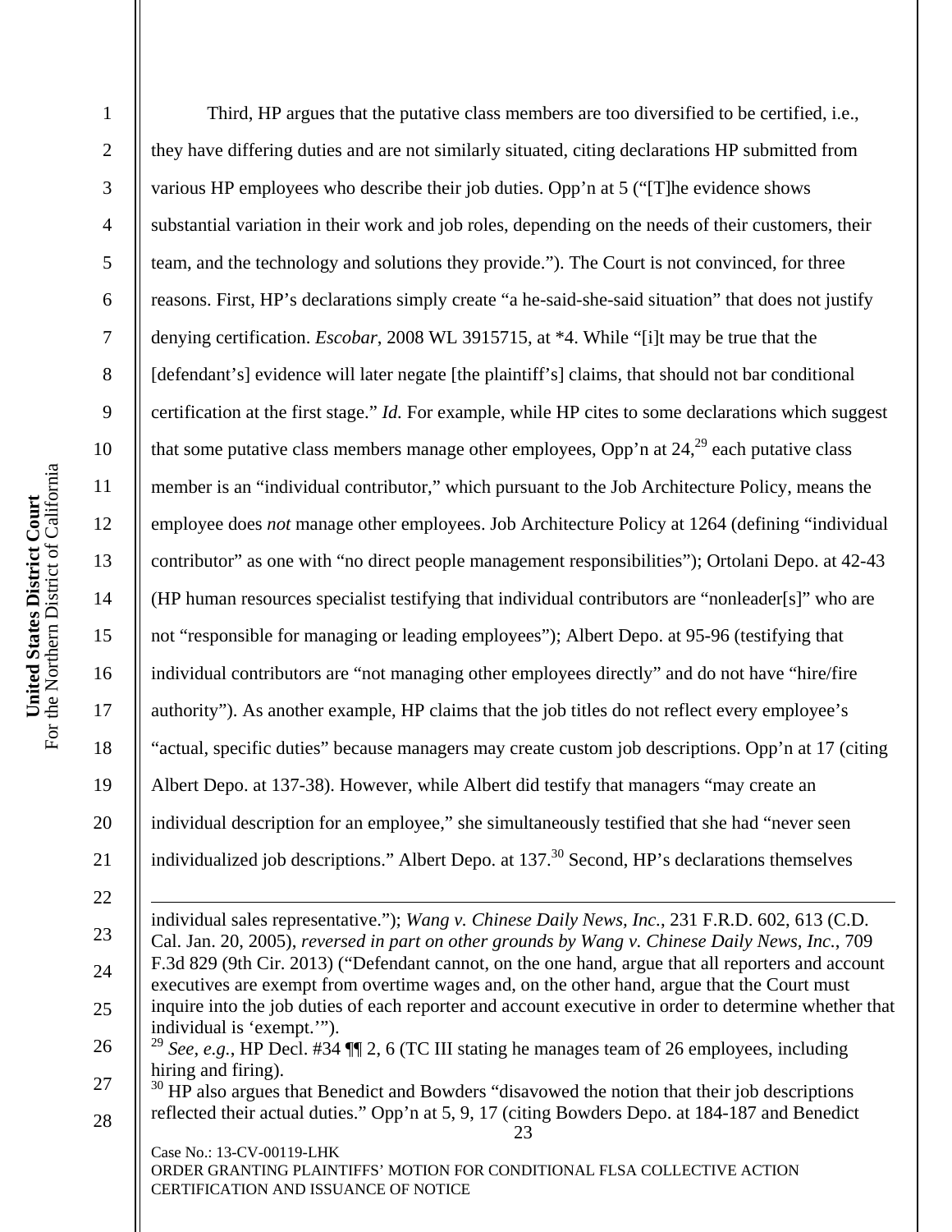Third, HP argues that the putative class members are too diversified to be certified, i.e., they have differing duties and are not similarly situated, citing declarations HP submitted from various HP employees who describe their job duties. Opp'n at 5 ("[T]he evidence shows substantial variation in their work and job roles, depending on the needs of their customers, their team, and the technology and solutions they provide."). The Court is not convinced, for three reasons. First, HP's declarations simply create "a he-said-she-said situation" that does not justify denying certification. *Escobar*, 2008 WL 3915715, at *4. While "[i]t may be true that the [defendant's] evidence will later negate [the plaintiff's] claims, that should not bar conditional certification at the first stage." *Id.* For example, while HP cites to some declarations which suggest that some putative class members manage other employees, Opp'n at 24,[29] each putative class member is an "individual contributor," which pursuant to the Job Architecture Policy, means the employee does *not* manage other employees. Job Architecture Policy at 1264 (defining "individual contributor" as one with "no direct people management responsibilities"); Ortolani Depo. at 42-43 (HP human resources specialist testifying that individual contributors are "nonleader[s]" who are not "responsible for managing or leading employees"); Albert Depo. at 95-96 (testifying that individual contributors are "not managing other employees directly" and do not have "hire/fire authority"). As another example, HP claims that the job titles do not reflect every employee's "actual, specific duties" because managers may create custom job descriptions. Opp'n at 17 (citing Albert Depo. at 137-38). However, while Albert did testify that managers "may create an individual description for an employee," she simultaneously testified that she had "never seen individualized job descriptions." Albert Depo. at 137.[30] Second, HP's declarations themselves

---

individual sales representative."); *Wang v. Chinese Daily News, Inc.*, 231 F.R.D. 602, 613 (C.D. Cal. Jan. 20, 2005), *reversed in part on other grounds by Wang v. Chinese Daily News, Inc.*, 709 F.3d 829 (9th Cir. 2013) ("Defendant cannot, on the one hand, argue that all reporters and account executives are exempt from overtime wages and, on the other hand, argue that the Court must inquire into the job duties of each reporter and account executive in order to determine whether that individual is 'exempt.'").

[29] *See, e.g.*, HP Decl. #34 ¶¶ 2, 6 (TC III stating he manages team of 26 employees, including hiring and firing).

[30] HP also argues that Benedict and Bowders "disavowed the notion that their job descriptions reflected their actual duties." Opp'n at 5, 9, 17 (citing Bowders Depo. at 184-187 and Benedict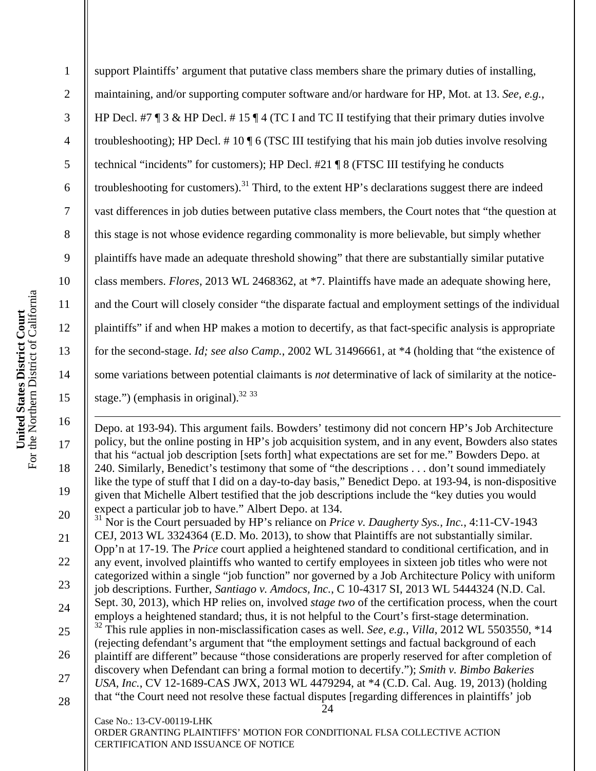support Plaintiffs' argument that putative class members share the primary duties of installing, maintaining, and/or supporting computer software and/or hardware for HP, Mot. at 13. *See, e.g.*, HP Decl. #7 ¶ 3 & HP Decl. # 15 ¶ 4 (TC I and TC II testifying that their primary duties involve troubleshooting); HP Decl. # 10 ¶ 6 (TSC III testifying that his main job duties involve resolving technical "incidents" for customers); HP Decl. #21 ¶ 8 (FTSC III testifying he conducts troubleshooting for customers).[31] Third, to the extent HP's declarations suggest there are indeed vast differences in job duties between putative class members, the Court notes that "the question at this stage is not whose evidence regarding commonality is more believable, but simply whether plaintiffs have made an adequate threshold showing" that there are substantially similar putative class members. *Flores*, 2013 WL 2468362, at *7. Plaintiffs have made an adequate showing here, and the Court will closely consider "the disparate factual and employment settings of the individual plaintiffs" if and when HP makes a motion to decertify, as that fact-specific analysis is appropriate for the second-stage. *Id; see also Camp.*, 2002 WL 31496661, at *4 (holding that "the existence of some variations between potential claimants is *not* determinative of lack of similarity at the notice-stage.") (emphasis in original).[32] [33]

---

Depo. at 193-94). This argument fails. Bowders' testimony did not concern HP's Job Architecture policy, but the online posting in HP's job acquisition system, and in any event, Bowders also states that his "actual job description [sets forth] what expectations are set for me." Bowders Depo. at 240. Similarly, Benedict's testimony that some of "the descriptions . . . don't sound immediately like the type of stuff that I did on a day-to-day basis," Benedict Depo. at 193-94, is non-dispositive given that Michelle Albert testified that the job descriptions include the "key duties you would expect a particular job to have." Albert Depo. at 134.

[31] Nor is the Court persuaded by HP's reliance on *Price v. Daugherty Sys., Inc.*, 4:11-CV-1943 CEJ, 2013 WL 3324364 (E.D. Mo. 2013), to show that Plaintiffs are not substantially similar. Opp'n at 17-19. The *Price* court applied a heightened standard to conditional certification, and in any event, involved plaintiffs who wanted to certify employees in sixteen job titles who were not categorized within a single "job function" nor governed by a Job Architecture Policy with uniform job descriptions. Further, *Santiago v. Amdocs, Inc.*, C 10-4317 SI, 2013 WL 5444324 (N.D. Cal. Sept. 30, 2013), which HP relies on, involved *stage two* of the certification process, when the court employs a heightened standard; thus, it is not helpful to the Court's first-stage determination.

[32] This rule applies in non-misclassification cases as well. *See, e.g.*, *Villa*, 2012 WL 5503550, *14 (rejecting defendant's argument that "the employment settings and factual background of each plaintiff are different" because "those considerations are properly reserved for after completion of discovery when Defendant can bring a formal motion to decertify."); *Smith v. Bimbo Bakeries USA, Inc.*, CV 12-1689-CAS JWX, 2013 WL 4479294, at *4 (C.D. Cal. Aug. 19, 2013) (holding that "the Court need not resolve these factual disputes [regarding differences in plaintiffs' job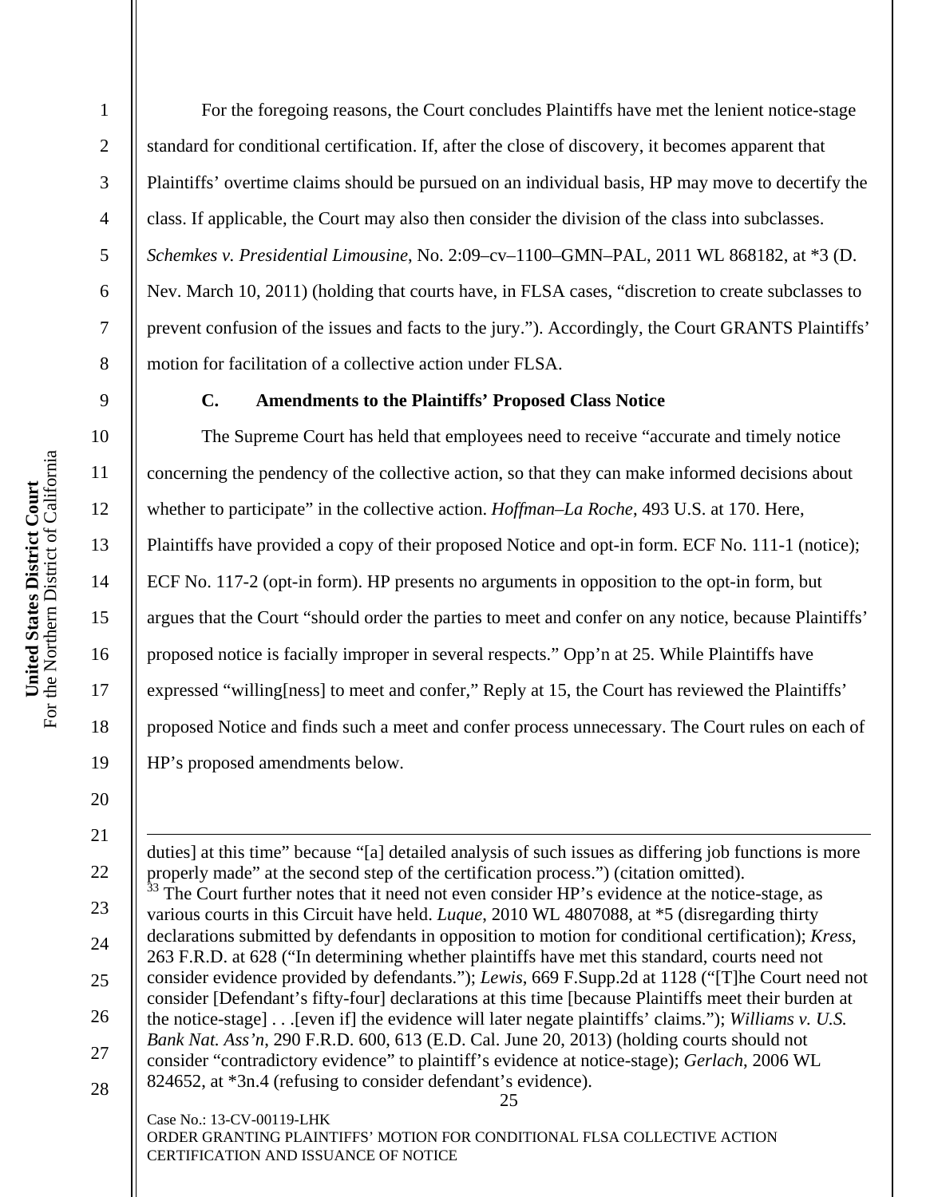For the foregoing reasons, the Court concludes Plaintiffs have met the lenient notice-stage standard for conditional certification. If, after the close of discovery, it becomes apparent that Plaintiffs' overtime claims should be pursued on an individual basis, HP may move to decertify the class. If applicable, the Court may also then consider the division of the class into subclasses. *Schemkes v. Presidential Limousine*, No. 2:09–cv–1100–GMN–PAL, 2011 WL 868182, at *3 (D. Nev. March 10, 2011) (holding that courts have, in FLSA cases, "discretion to create subclasses to prevent confusion of the issues and facts to the jury."). Accordingly, the Court GRANTS Plaintiffs' motion for facilitation of a collective action under FLSA.

### C. Amendments to the Plaintiffs' Proposed Class Notice

The Supreme Court has held that employees need to receive "accurate and timely notice concerning the pendency of the collective action, so that they can make informed decisions about whether to participate" in the collective action. *Hoffman–La Roche*, 493 U.S. at 170. Here, Plaintiffs have provided a copy of their proposed Notice and opt-in form. ECF No. 111-1 (notice); ECF No. 117-2 (opt-in form). HP presents no arguments in opposition to the opt-in form, but argues that the Court "should order the parties to meet and confer on any notice, because Plaintiffs' proposed notice is facially improper in several respects." Opp'n at 25. While Plaintiffs have expressed "willing[ness] to meet and confer," Reply at 15, the Court has reviewed the Plaintiffs' proposed Notice and finds such a meet and confer process unnecessary. The Court rules on each of HP's proposed amendments below.

---

duties] at this time" because "[a] detailed analysis of such issues as differing job functions is more properly made" at the second step of the certification process.") (citation omitted).

[33] The Court further notes that it need not even consider HP's evidence at the notice-stage, as various courts in this Circuit have held. *Luque*, 2010 WL 4807088, at *5 (disregarding thirty declarations submitted by defendants in opposition to motion for conditional certification); *Kress*, 263 F.R.D. at 628 ("In determining whether plaintiffs have met this standard, courts need not consider evidence provided by defendants."); *Lewis*, 669 F.Supp.2d at 1128 ("[T]he Court need not consider [Defendant's fifty-four] declarations at this time [because Plaintiffs meet their burden at the notice-stage] . . .[even if] the evidence will later negate plaintiffs' claims."); *Williams v. U.S. Bank Nat. Ass'n*, 290 F.R.D. 600, 613 (E.D. Cal. June 20, 2013) (holding courts should not consider "contradictory evidence" to plaintiff's evidence at notice-stage); *Gerlach*, 2006 WL 824652, at *3n.4 (refusing to consider defendant's evidence).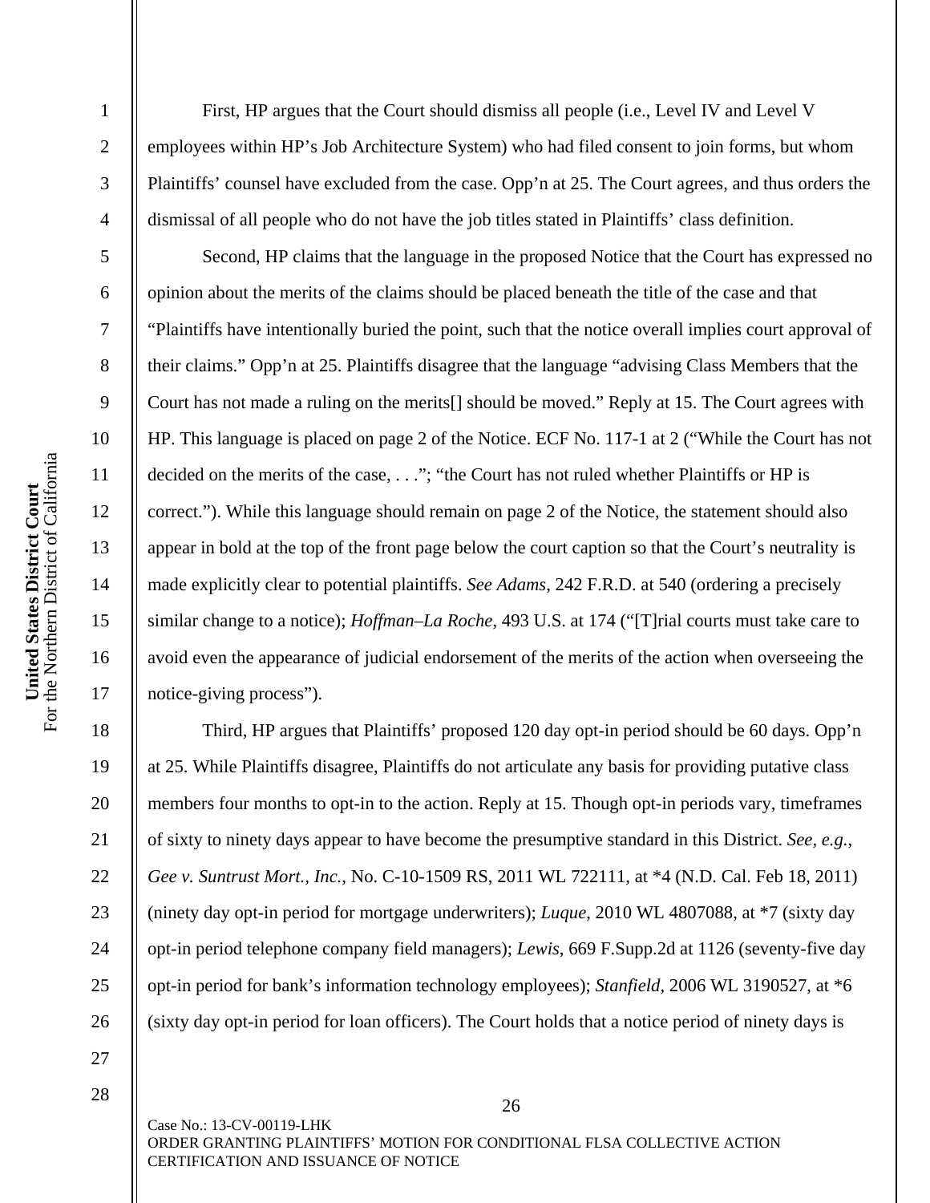First, HP argues that the Court should dismiss all people (i.e., Level IV and Level V employees within HP's Job Architecture System) who had filed consent to join forms, but whom Plaintiffs' counsel have excluded from the case. Opp'n at 25. The Court agrees, and thus orders the dismissal of all people who do not have the job titles stated in Plaintiffs' class definition.

Second, HP claims that the language in the proposed Notice that the Court has expressed no opinion about the merits of the claims should be placed beneath the title of the case and that "Plaintiffs have intentionally buried the point, such that the notice overall implies court approval of their claims." Opp'n at 25. Plaintiffs disagree that the language "advising Class Members that the Court has not made a ruling on the merits[] should be moved." Reply at 15. The Court agrees with HP. This language is placed on page 2 of the Notice. ECF No. 117-1 at 2 ("While the Court has not decided on the merits of the case, . . ."; "the Court has not ruled whether Plaintiffs or HP is correct."). While this language should remain on page 2 of the Notice, the statement should also appear in bold at the top of the front page below the court caption so that the Court's neutrality is made explicitly clear to potential plaintiffs. *See Adams*, 242 F.R.D. at 540 (ordering a precisely similar change to a notice); *Hoffman–La Roche*, 493 U.S. at 174 ("[T]rial courts must take care to avoid even the appearance of judicial endorsement of the merits of the action when overseeing the notice-giving process").

Third, HP argues that Plaintiffs' proposed 120 day opt-in period should be 60 days. Opp'n at 25. While Plaintiffs disagree, Plaintiffs do not articulate any basis for providing putative class members four months to opt-in to the action. Reply at 15. Though opt-in periods vary, timeframes of sixty to ninety days appear to have become the presumptive standard in this District. *See, e.g.*, *Gee v. Suntrust Mort., Inc.*, No. C-10-1509 RS, 2011 WL 722111, at *4 (N.D. Cal. Feb 18, 2011) (ninety day opt-in period for mortgage underwriters); *Luque*, 2010 WL 4807088, at *7 (sixty day opt-in period telephone company field managers); *Lewis*, 669 F.Supp.2d at 1126 (seventy-five day opt-in period for bank's information technology employees); *Stanfield*, 2006 WL 3190527, at *6 (sixty day opt-in period for loan officers). The Court holds that a notice period of ninety days is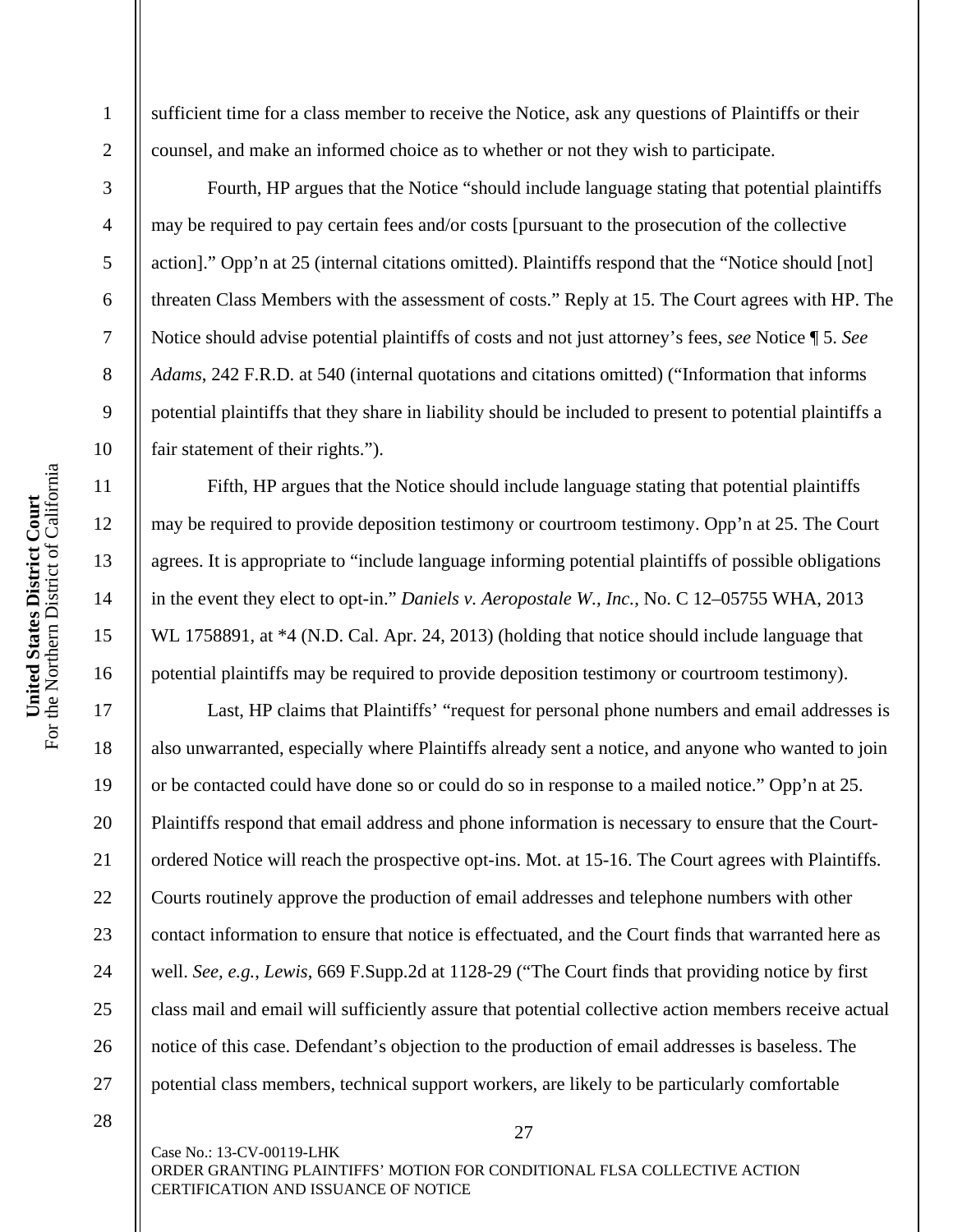sufficient time for a class member to receive the Notice, ask any questions of Plaintiffs or their counsel, and make an informed choice as to whether or not they wish to participate.

Fourth, HP argues that the Notice "should include language stating that potential plaintiffs may be required to pay certain fees and/or costs [pursuant to the prosecution of the collective action]." Opp'n at 25 (internal citations omitted). Plaintiffs respond that the "Notice should [not] threaten Class Members with the assessment of costs." Reply at 15. The Court agrees with HP. The Notice should advise potential plaintiffs of costs and not just attorney's fees, *see* Notice ¶ 5. *See Adams*, 242 F.R.D. at 540 (internal quotations and citations omitted) ("Information that informs potential plaintiffs that they share in liability should be included to present to potential plaintiffs a fair statement of their rights.").

Fifth, HP argues that the Notice should include language stating that potential plaintiffs may be required to provide deposition testimony or courtroom testimony. Opp'n at 25. The Court agrees. It is appropriate to "include language informing potential plaintiffs of possible obligations in the event they elect to opt-in." *Daniels v. Aeropostale W., Inc.*, No. C 12–05755 WHA, 2013 WL 1758891, at *4 (N.D. Cal. Apr. 24, 2013) (holding that notice should include language that potential plaintiffs may be required to provide deposition testimony or courtroom testimony).

Last, HP claims that Plaintiffs' "request for personal phone numbers and email addresses is also unwarranted, especially where Plaintiffs already sent a notice, and anyone who wanted to join or be contacted could have done so or could do so in response to a mailed notice." Opp'n at 25. Plaintiffs respond that email address and phone information is necessary to ensure that the Court-ordered Notice will reach the prospective opt-ins. Mot. at 15-16. The Court agrees with Plaintiffs. Courts routinely approve the production of email addresses and telephone numbers with other contact information to ensure that notice is effectuated, and the Court finds that warranted here as well. *See, e.g.*, *Lewis*, 669 F.Supp.2d at 1128-29 ("The Court finds that providing notice by first class mail and email will sufficiently assure that potential collective action members receive actual notice of this case. Defendant's objection to the production of email addresses is baseless. The potential class members, technical support workers, are likely to be particularly comfortable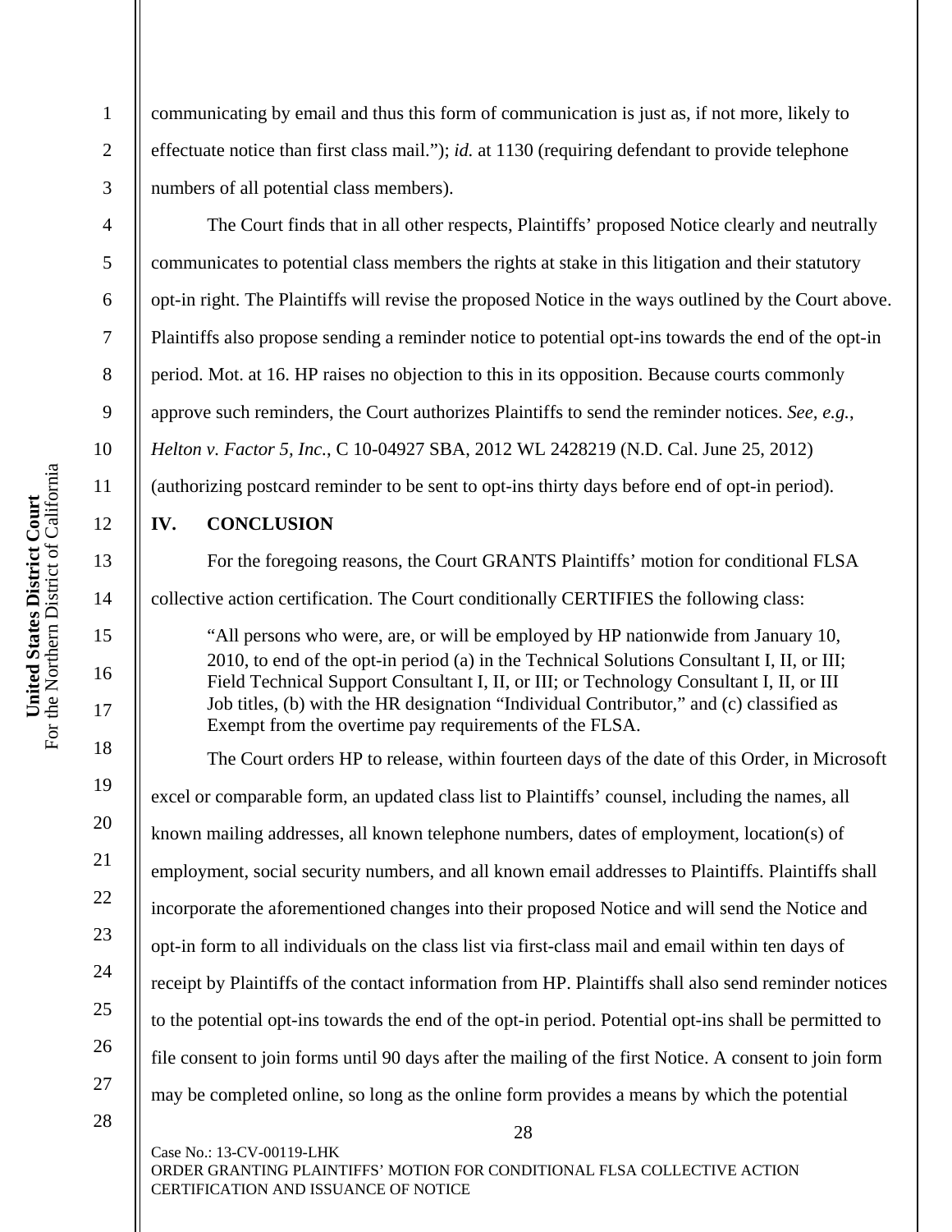communicating by email and thus this form of communication is just as, if not more, likely to effectuate notice than first class mail."); *id.* at 1130 (requiring defendant to provide telephone numbers of all potential class members).

The Court finds that in all other respects, Plaintiffs' proposed Notice clearly and neutrally communicates to potential class members the rights at stake in this litigation and their statutory opt-in right. The Plaintiffs will revise the proposed Notice in the ways outlined by the Court above. Plaintiffs also propose sending a reminder notice to potential opt-ins towards the end of the opt-in period. Mot. at 16. HP raises no objection to this in its opposition. Because courts commonly approve such reminders, the Court authorizes Plaintiffs to send the reminder notices. *See, e.g.*, *Helton v. Factor 5, Inc.*, C 10-04927 SBA, 2012 WL 2428219 (N.D. Cal. June 25, 2012) (authorizing postcard reminder to be sent to opt-ins thirty days before end of opt-in period).

## IV. CONCLUSION

For the foregoing reasons, the Court GRANTS Plaintiffs' motion for conditional FLSA collective action certification. The Court conditionally CERTIFIES the following class:

> "All persons who were, are, or will be employed by HP nationwide from January 10, 2010, to end of the opt-in period (a) in the Technical Solutions Consultant I, II, or III; Field Technical Support Consultant I, II, or III; or Technology Consultant I, II, or III Job titles, (b) with the HR designation "Individual Contributor," and (c) classified as Exempt from the overtime pay requirements of the FLSA.

The Court orders HP to release, within fourteen days of the date of this Order, in Microsoft excel or comparable form, an updated class list to Plaintiffs' counsel, including the names, all known mailing addresses, all known telephone numbers, dates of employment, location(s) of employment, social security numbers, and all known email addresses to Plaintiffs. Plaintiffs shall incorporate the aforementioned changes into their proposed Notice and will send the Notice and opt-in form to all individuals on the class list via first-class mail and email within ten days of receipt by Plaintiffs of the contact information from HP. Plaintiffs shall also send reminder notices to the potential opt-ins towards the end of the opt-in period. Potential opt-ins shall be permitted to file consent to join forms until 90 days after the mailing of the first Notice. A consent to join form may be completed online, so long as the online form provides a means by which the potential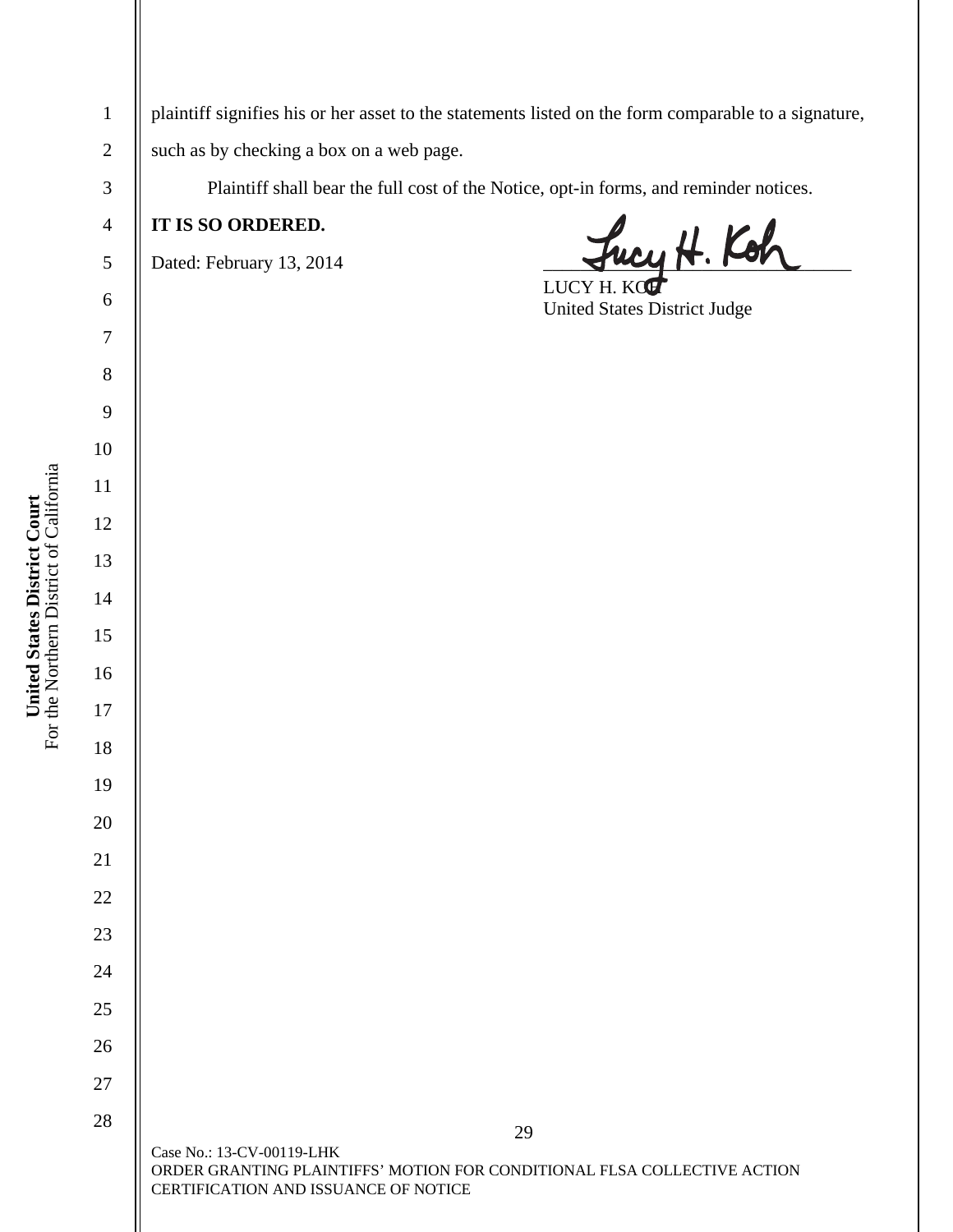plaintiff signifies his or her asset to the statements listed on the form comparable to a signature, such as by checking a box on a web page.

Plaintiff shall bear the full cost of the Notice, opt-in forms, and reminder notices.

**IT IS SO ORDERED.**

Dated: February 13, 2014

LUCY H. KOH
United States District Judge